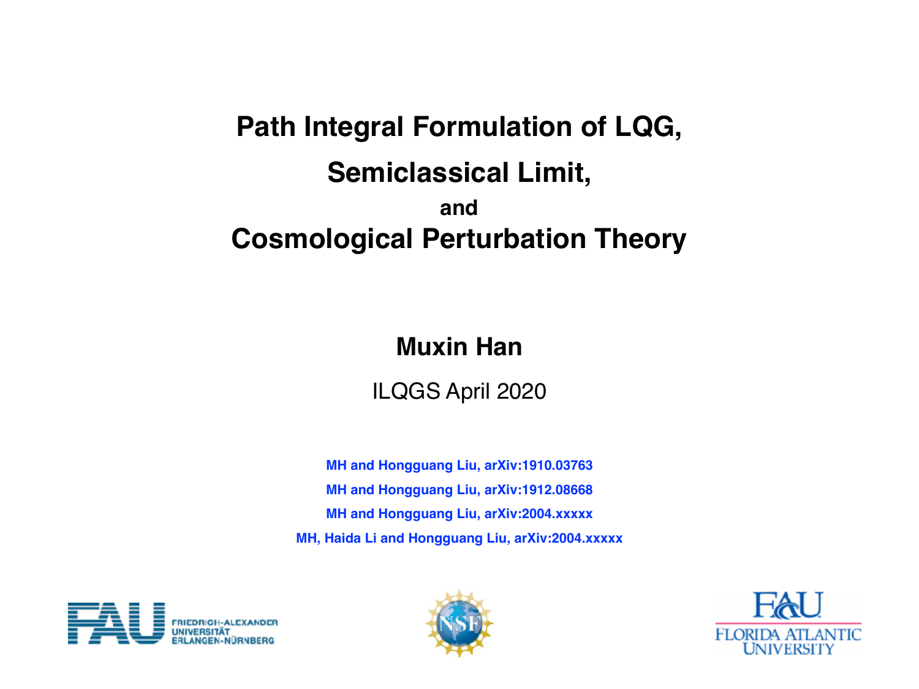# Path Integral Formulation of LQG, Semiclassical Limit, and Cosmological Perturbation Theory

**Muxin Han**

ILQGS April 2020

**MH and Hongguang Liu, arXiv:1910.03763**

**MH and Hongguang Liu, arXiv:1912.08668**

**MH and Hongguang Liu, arXiv:2004.xxxxx**

**MH, Haida Li and Hongguang Liu, arXiv:2004.xxxxx**

FRIEDRICH-ALEXANDER UNIVERSITÄT ERLANGEN-NÜRNBERG

NSF

FAU FLORIDA ATLANTIC UNIVERSITY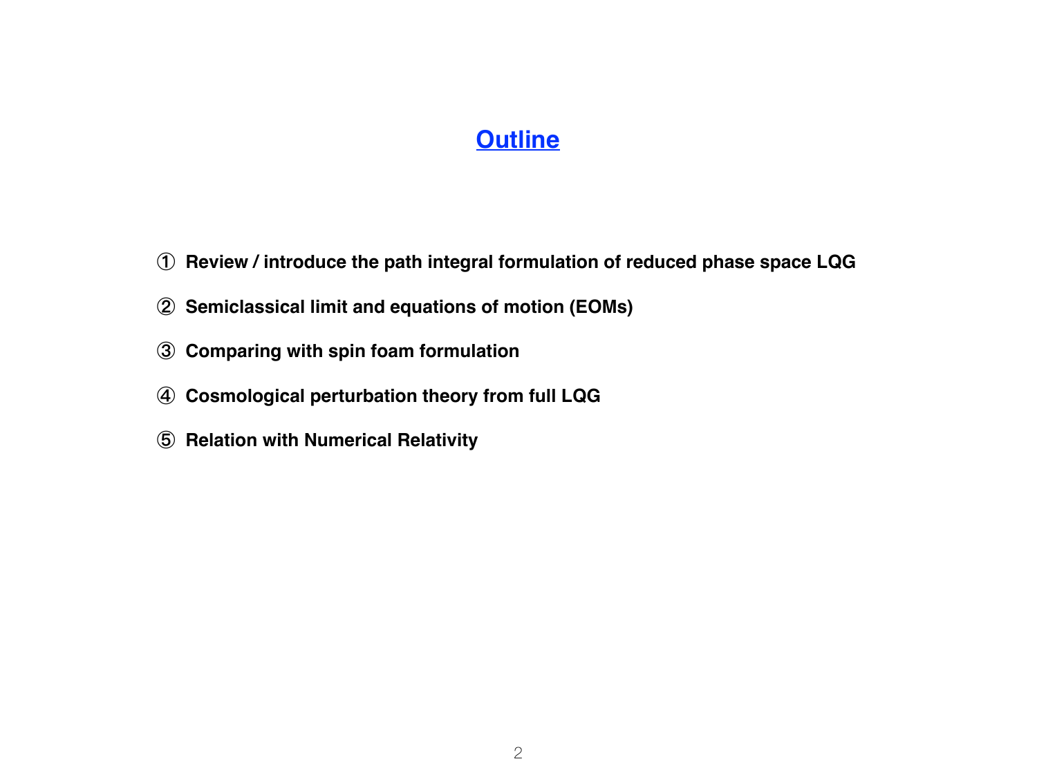# Outline

① **Review / introduce the path integral formulation of reduced phase space LQG**

② **Semiclassical limit and equations of motion (EOMs)**

③ **Comparing with spin foam formulation**

④ **Cosmological perturbation theory from full LQG**

⑤ **Relation with Numerical Relativity**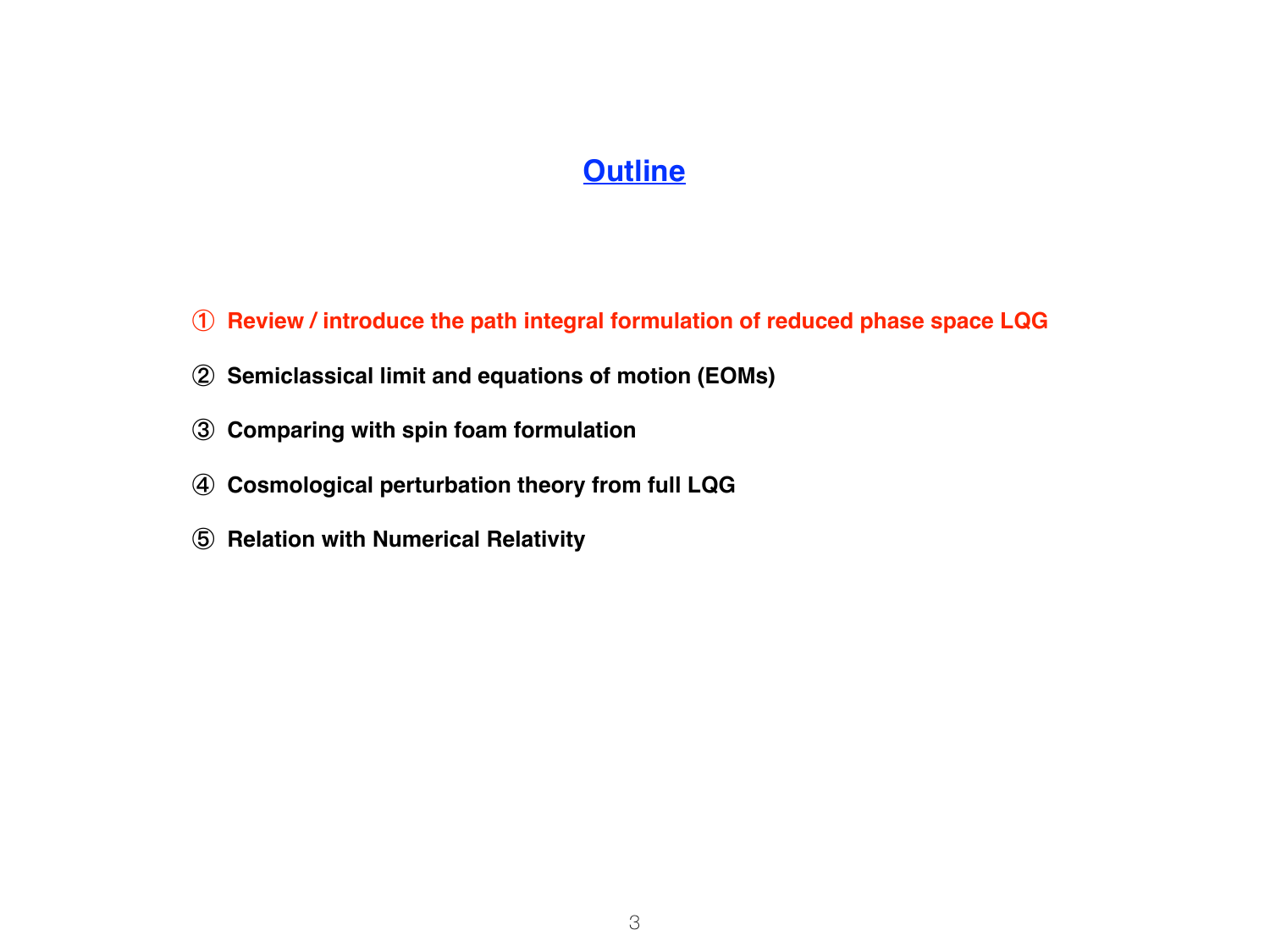# Outline

① **Review / introduce the path integral formulation of reduced phase space LQG**

② **Semiclassical limit and equations of motion (EOMs)**

③ **Comparing with spin foam formulation**

④ **Cosmological perturbation theory from full LQG**

⑤ **Relation with Numerical Relativity**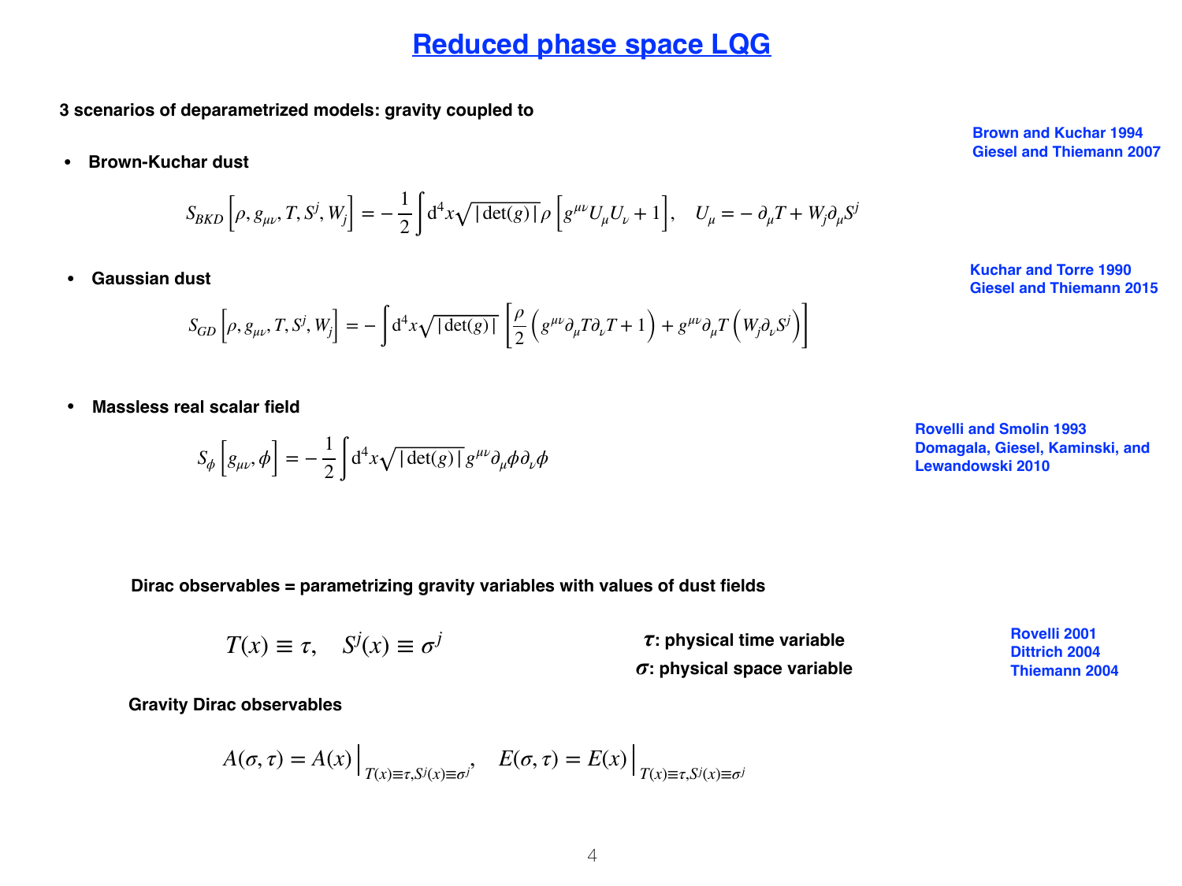# Reduced phase space LQG

**3 scenarios of deparametrized models: gravity coupled to**

- **Brown-Kuchar dust**

Brown and Kuchar 1994
Giesel and Thiemann 2007

$$S_{BKD}\left[\rho, g_{\mu\nu}, T, S^j, W_j\right] = -\frac{1}{2}\int \mathrm{d}^4x\sqrt{|\det(g)|}\,\rho\left[g^{\mu\nu}U_\mu U_\nu + 1\right], \quad U_\mu = -\partial_\mu T + W_j\partial_\mu S^j$$

- **Gaussian dust**

Kuchar and Torre 1990
Giesel and Thiemann 2015

$$S_{GD}\left[\rho, g_{\mu\nu}, T, S^j, W_j\right] = -\int \mathrm{d}^4x\sqrt{|\det(g)|}\left[\frac{\rho}{2}\left(g^{\mu\nu}\partial_\mu T\partial_\nu T + 1\right) + g^{\mu\nu}\partial_\mu T\left(W_j\partial_\nu S^j\right)\right]$$

- **Massless real scalar field**

Rovelli and Smolin 1993
Domagala, Giesel, Kaminski, and Lewandowski 2010

$$S_\phi\left[g_{\mu\nu}, \phi\right] = -\frac{1}{2}\int \mathrm{d}^4x\sqrt{|\det(g)|}\,g^{\mu\nu}\partial_\mu\phi\partial_\nu\phi$$

**Dirac observables = parametrizing gravity variables with values of dust fields**

Rovelli 2001
Dittrich 2004
Thiemann 2004

$$T(x) \equiv \tau, \quad S^j(x) \equiv \sigma^j$$

**$\tau$: physical time variable**
**$\sigma$: physical space variable**

**Gravity Dirac observables**

$$A(\sigma,\tau) = A(x)\Big|_{T(x)\equiv\tau, S^j(x)\equiv\sigma^j}, \quad E(\sigma,\tau) = E(x)\Big|_{T(x)\equiv\tau, S^j(x)\equiv\sigma^j}$$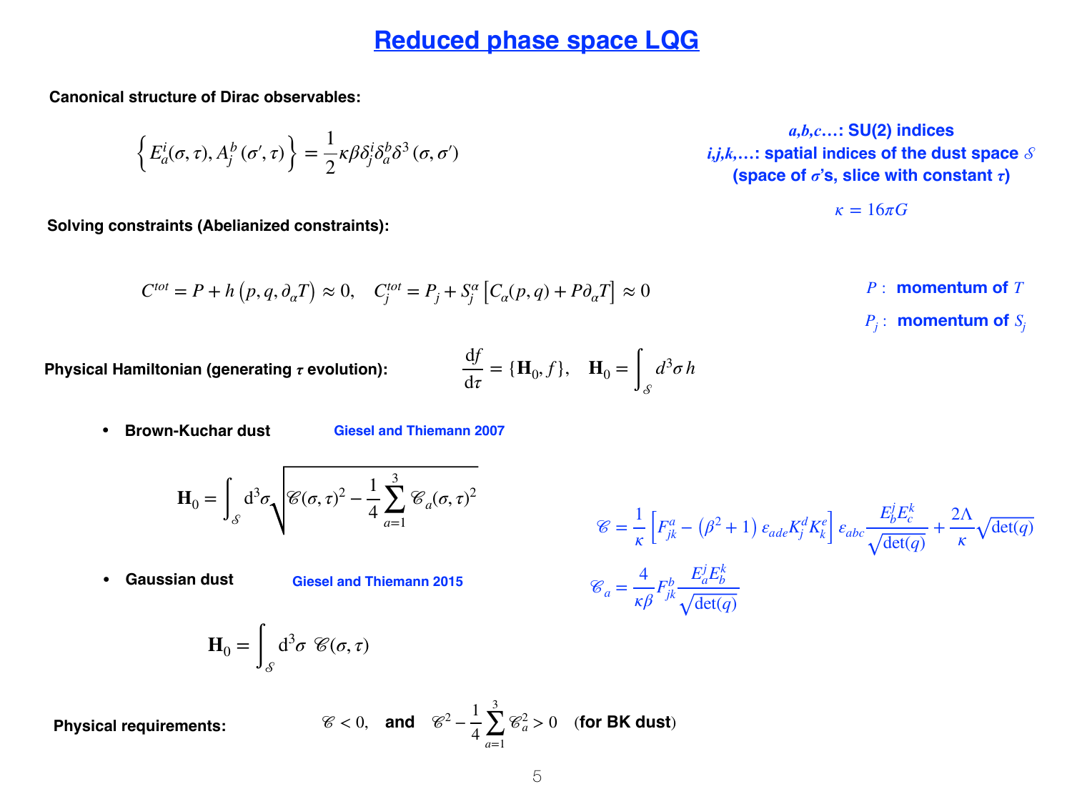# Reduced phase space LQG

**Canonical structure of Dirac observables:**

$$\left\{ E_a^i(\sigma,\tau), A_j^b(\sigma',\tau) \right\} = \frac{1}{2}\kappa\beta\delta_j^i\delta_a^b\delta^3(\sigma,\sigma')$$

***a,b,c…*: SU(2) indices**
***i,j,k,…*: spatial indices of the dust space $\mathcal{S}$ (space of $\sigma$'s, slice with constant $\tau$)**

$$\kappa = 16\pi G$$

**Solving constraints (Abelianized constraints):**

$$C^{tot} = P + h\left(p, q, \partial_\alpha T\right) \approx 0, \quad C_j^{tot} = P_j + S_j^\alpha\left[C_\alpha(p,q) + P\partial_\alpha T\right] \approx 0$$

$P$ **: momentum of** $T$

$P_j$ **: momentum of** $S_j$

**Physical Hamiltonian (generating $\tau$ evolution):**

$$\frac{\mathrm{d}f}{\mathrm{d}\tau} = \{\mathbf{H}_0, f\}, \quad \mathbf{H}_0 = \int_{\mathcal{S}} d^3\sigma\, h$$

- **Brown-Kuchar dust** — Giesel and Thiemann 2007

$$\mathbf{H}_0 = \int_{\mathcal{S}} \mathrm{d}^3\sigma \sqrt{\mathscr{C}(\sigma,\tau)^2 - \frac{1}{4}\sum_{a=1}^{3}\mathscr{C}_a(\sigma,\tau)^2}$$

- **Gaussian dust** — Giesel and Thiemann 2015

$$\mathbf{H}_0 = \int_{\mathcal{S}} \mathrm{d}^3\sigma\ \mathscr{C}(\sigma,\tau)$$

$$\mathscr{C} = \frac{1}{\kappa}\left[F_{jk}^a - \left(\beta^2+1\right)\varepsilon_{ade}K_j^dK_k^e\right]\varepsilon_{abc}\frac{E_b^jE_c^k}{\sqrt{\det(q)}} + \frac{2\Lambda}{\kappa}\sqrt{\det(q)}$$

$$\mathscr{C}_a = \frac{4}{\kappa\beta}F_{jk}^b\frac{E_a^jE_b^k}{\sqrt{\det(q)}}$$

**Physical requirements:** $\mathscr{C} < 0$, **and** $\mathscr{C}^2 - \frac{1}{4}\sum_{a=1}^{3}\mathscr{C}_a^2 > 0$ (**for BK dust**)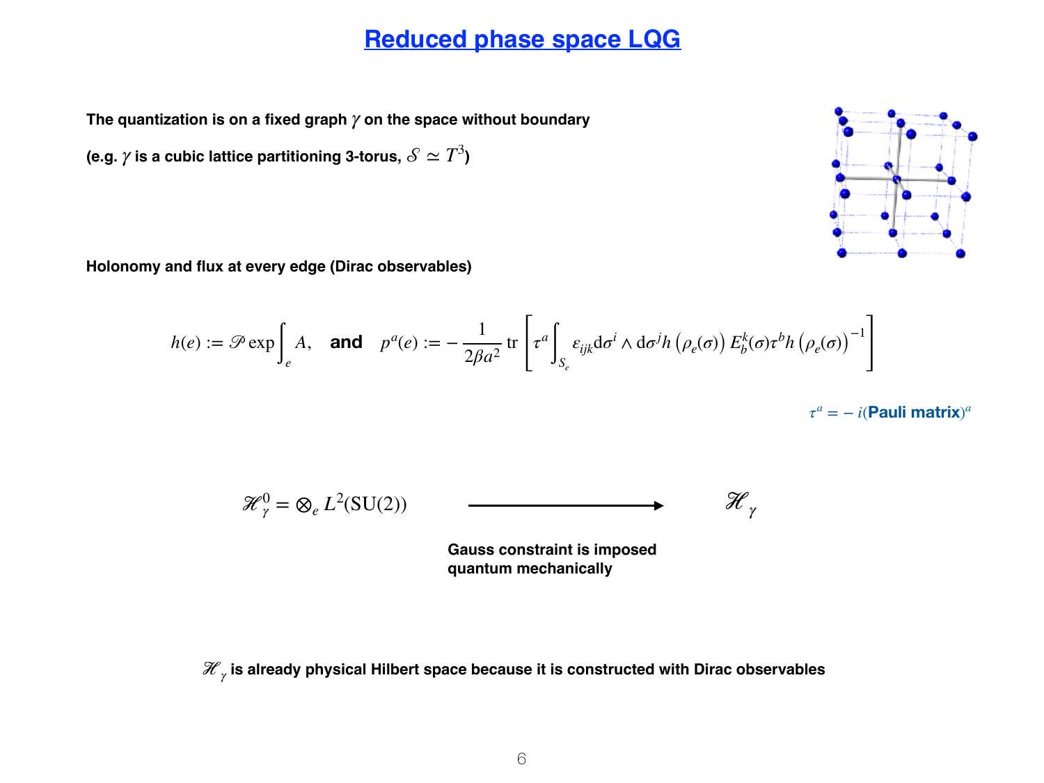# Reduced phase space LQG

**The quantization is on a fixed graph $\gamma$ on the space without boundary**

**(e.g. $\gamma$ is a cubic lattice partitioning 3-torus, $\mathscr{S} \simeq T^3$)**

**Holonomy and flux at every edge (Dirac observables)**

$$h(e) := \mathscr{P}\exp\int_e A, \quad \textbf{and} \quad p^a(e) := -\frac{1}{2\beta a^2}\,\mathrm{tr}\left[\tau^a \int_{S_e} \varepsilon_{ijk}\mathrm{d}\sigma^i \wedge \mathrm{d}\sigma^j h\left(\rho_e(\sigma)\right) E^k_b(\sigma)\tau^b h\left(\rho_e(\sigma)\right)^{-1}\right]$$

$\tau^a = -i(\textbf{Pauli matrix})^a$

$$\mathscr{H}^0_\gamma = \otimes_e L^2(\mathrm{SU}(2)) \longrightarrow \mathscr{H}_\gamma$$

**Gauss constraint is imposed quantum mechanically**

$\mathscr{H}_\gamma$ **is already physical Hilbert space because it is constructed with Dirac observables**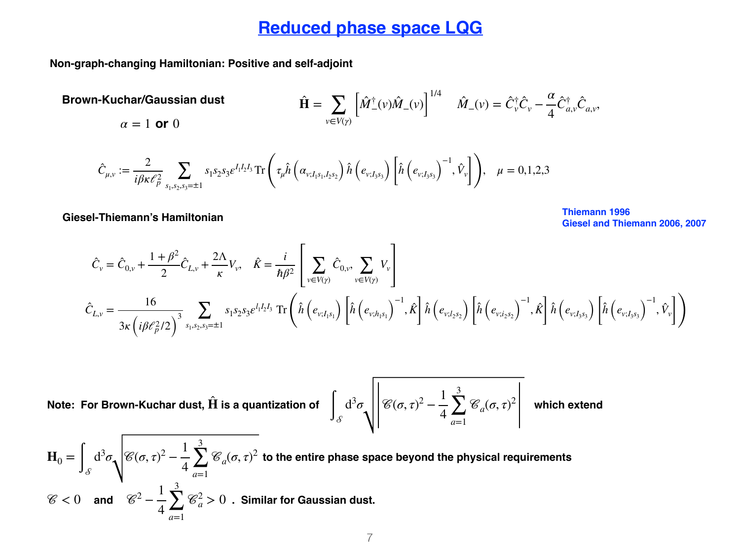# Reduced phase space LQG

**Non-graph-changing Hamiltonian: Positive and self-adjoint**

**Brown-Kuchar/Gaussian dust**

$\alpha = 1$ **or** $0$

$$\hat{\mathbf{H}} = \sum_{v \in V(\gamma)} \left[\hat{M}_-^\dagger(v)\hat{M}_-(v)\right]^{1/4} \qquad \hat{M}_-(v) = \hat{C}_v^\dagger \hat{C}_v - \frac{\alpha}{4}\hat{C}_{a,v}^\dagger \hat{C}_{a,v},$$

$$\hat{C}_{\mu,v} := \frac{2}{i\beta\kappa\ell_p^2} \sum_{s_1,s_2,s_3=\pm 1} s_1 s_2 s_3 \varepsilon^{I_1 I_2 I_3} \mathrm{Tr}\left(\tau_\mu \hat{h}\left(\alpha_{v;I_1 s_1, I_2 s_2}\right) \hat{h}\left(e_{v;I_3 s_3}\right)\left[\hat{h}\left(e_{v;I_3 s_3}\right)^{-1}, \hat{V}_v\right]\right), \quad \mu = 0,1,2,3$$

**Giesel-Thiemann's Hamiltonian**

Thiemann 1996
Giesel and Thiemann 2006, 2007

$$\hat{C}_v = \hat{C}_{0,v} + \frac{1+\beta^2}{2}\hat{C}_{L,v} + \frac{2\Lambda}{\kappa}V_v, \quad \hat{K} = \frac{i}{\hbar\beta^2}\left[\sum_{v\in V(\gamma)} \hat{C}_{0,v}, \sum_{v \in V(\gamma)} V_v\right]$$

$$\hat{C}_{L,v} = \frac{16}{3\kappa\left(i\beta\ell_p^2/2\right)^3} \sum_{s_1,s_2,s_3=\pm 1} s_1 s_2 s_3 \varepsilon^{I_1 I_2 I_3}\, \mathrm{Tr}\left(\hat{h}\left(e_{v;I_1 s_1}\right)\left[\hat{h}\left(e_{v;h_1 s_1}\right)^{-1}, \hat{K}\right]\hat{h}\left(e_{v;I_2 s_2}\right)\left[\hat{h}\left(e_{v;i_2 s_2}\right)^{-1}, \hat{K}\right]\hat{h}\left(e_{v;I_3 s_3}\right)\left[\hat{h}\left(e_{v;I_3 s_3}\right)^{-1}, \hat{V}_v\right]\right)$$

**Note: For Brown-Kuchar dust, $\hat{\mathbf{H}}$ is a quantization of** $\int_{\mathcal{S}} \mathrm{d}^3\sigma \sqrt{\left|\mathscr{C}(\sigma,\tau)^2 - \frac{1}{4}\sum_{a=1}^{3}\mathscr{C}_a(\sigma,\tau)^2\right|}$ **which extend**

$\mathbf{H}_0 = \int_{\mathcal{S}} \mathrm{d}^3\sigma \sqrt{\mathscr{C}(\sigma,\tau)^2 - \frac{1}{4}\sum_{a=1}^{3}\mathscr{C}_a(\sigma,\tau)^2}$ **to the entire phase space beyond the physical requirements**

$\mathscr{C} < 0$ **and** $\mathscr{C}^2 - \frac{1}{4}\sum_{a=1}^{3}\mathscr{C}_a^2 > 0$ **. Similar for Gaussian dust.**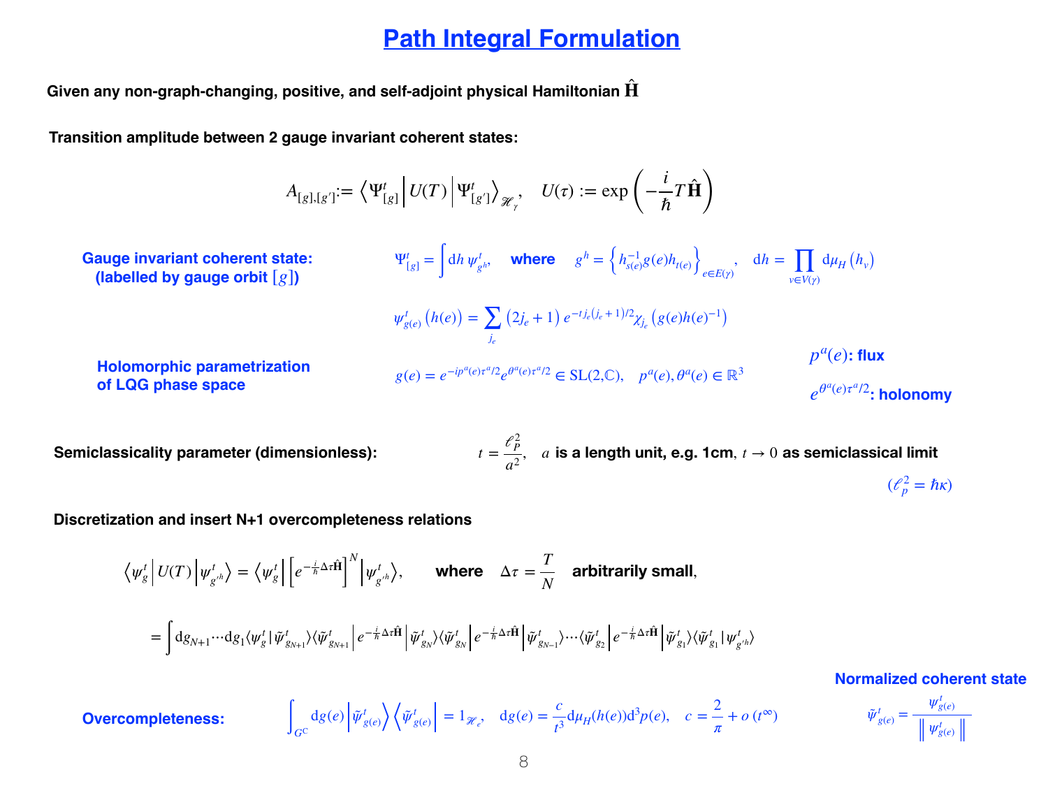# Path Integral Formulation

**Given any non-graph-changing, positive, and self-adjoint physical Hamiltonian $\hat{\mathbf{H}}$**

**Transition amplitude between 2 gauge invariant coherent states:**

$$A_{[g],[g']} := \left\langle \Psi^t_{[g]} \middle| U(T) \middle| \Psi^t_{[g']} \right\rangle_{\mathscr{H}_\gamma}, \quad U(\tau) := \exp\left(-\frac{i}{\hbar} T \hat{\mathbf{H}}\right)$$

**Gauge invariant coherent state: (labelled by gauge orbit $[g]$)**

$$\Psi^t_{[g]} = \int \mathrm{d}h\, \psi^t_{g^h}, \quad \textbf{where} \quad g^h = \left\{ h^{-1}_{s(e)} g(e) h_{t(e)} \right\}_{e\in E(\gamma)}, \quad \mathrm{d}h = \prod_{v\in V(\gamma)} \mathrm{d}\mu_H\left(h_v\right)$$

$$\psi^t_{g(e)}\left(h(e)\right) = \sum_{j_e} \left(2j_e + 1\right) e^{-t j_e (j_e+1)/2} \chi_{j_e}\left(g(e) h(e)^{-1}\right)$$

**Holomorphic parametrization of LQG phase space**

$$g(e) = e^{-ip^a(e)\tau^a/2} e^{\theta^a(e)\tau^a/2} \in \mathrm{SL}(2,\mathbb{C}), \quad p^a(e), \theta^a(e) \in \mathbb{R}^3$$

$p^a(e)$**: flux**

$e^{\theta^a(e)\tau^a/2}$**: holonomy**

**Semiclassicality parameter (dimensionless):** $t = \dfrac{\ell_P^2}{a^2}$, $a$ **is a length unit, e.g. 1cm**, $t \to 0$ **as semiclassical limit**

$(\ell_p^2 = \hbar\kappa)$

**Discretization and insert N+1 overcompleteness relations**

$$\left\langle \psi^t_g \middle| U(T) \middle| \psi^t_{g'^h} \right\rangle = \left\langle \psi^t_g \middle| \left[e^{-\frac{i}{\hbar}\Delta\tau\hat{\mathbf{H}}}\right]^N \middle| \psi^t_{g'^h} \right\rangle, \qquad \textbf{where} \quad \Delta\tau = \frac{T}{N} \quad \textbf{arbitrarily small},$$

$$= \int \mathrm{d}g_{N+1} \cdots \mathrm{d}g_1 \langle \psi^t_g | \tilde\psi^t_{g_{N+1}} \rangle \langle \tilde\psi^t_{g_{N+1}} | e^{-\frac{i}{\hbar}\Delta\tau\hat{\mathbf{H}}} | \tilde\psi^t_{g_N} \rangle \langle \tilde\psi^t_{g_N} | e^{-\frac{i}{\hbar}\Delta\tau\hat{\mathbf{H}}} | \tilde\psi^t_{g_{N-1}} \rangle \cdots \langle \tilde\psi^t_{g_2} | e^{-\frac{i}{\hbar}\Delta\tau\hat{\mathbf{H}}} | \tilde\psi^t_{g_1} \rangle \langle \tilde\psi^t_{g_1} | \psi^t_{g'^h} \rangle$$

**Overcompleteness:**

$$\int_{G^\mathbb{C}} \mathrm{d}g(e) \left| \tilde\psi^t_{g(e)} \right\rangle \left\langle \tilde\psi^t_{g(e)} \right| = 1_{\mathscr{H}_e}, \quad \mathrm{d}g(e) = \frac{c}{t^3} \mathrm{d}\mu_H(h(e)) \mathrm{d}^3 p(e), \quad c = \frac{2}{\pi} + o\left(t^\infty\right)$$

**Normalized coherent state**

$$\tilde\psi^t_{g(e)} = \frac{\psi^t_{g(e)}}{\left\| \psi^t_{g(e)} \right\|}$$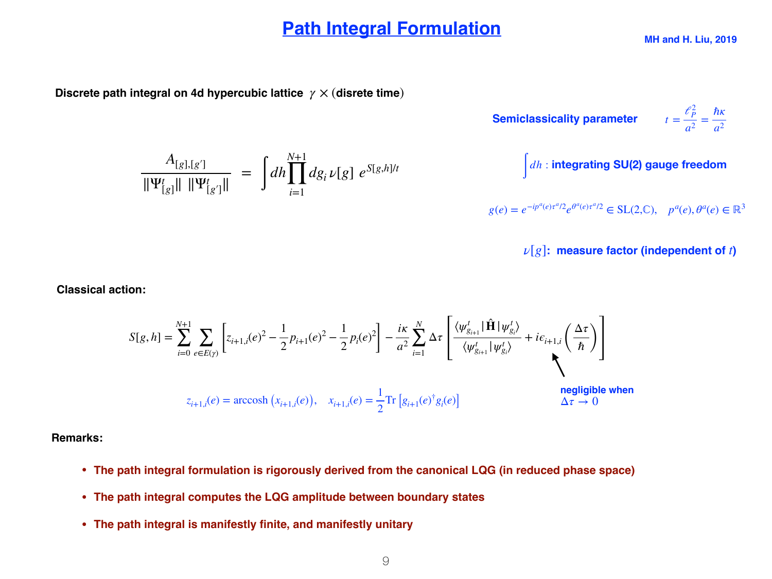# Path Integral Formulation

MH and H. Liu, 2019

**Discrete path integral on 4d hypercubic lattice $\gamma \times$ (disrete time)**

**Semiclassicality parameter** $t = \frac{\ell_P^2}{a^2} = \frac{\hbar\kappa}{a^2}$

$$\frac{A_{[g],[g']}}{\|\Psi^t_{[g]}\| \ \|\Psi^t_{[g']}\|} = \int dh \prod_{i=1}^{N+1} dg_i \, \nu[g] \ e^{S[g,h]/t}$$

$\int dh$ : **integrating SU(2) gauge freedom**

$g(e) = e^{-ip^a(e)\tau^a/2} e^{\theta^a(e)\tau^a/2} \in \mathrm{SL}(2,\mathbb{C}), \quad p^a(e), \theta^a(e) \in \mathbb{R}^3$

$\nu[g]$: **measure factor (independent of $t$)**

**Classical action:**

$$S[g,h] = \sum_{i=0}^{N+1} \sum_{e \in E(\gamma)} \left[ z_{i+1,i}(e)^2 - \frac{1}{2} p_{i+1}(e)^2 - \frac{1}{2} p_i(e)^2 \right] - \frac{i\kappa}{a^2} \sum_{i=1}^{N} \Delta\tau \left[ \frac{\langle \psi^t_{g_{i+1}} | \hat{\mathbf{H}} | \psi^t_{g_i} \rangle}{\langle \psi^t_{g_{i+1}} | \psi^t_{g_i} \rangle} + i\epsilon_{i+1,i} \left( \frac{\Delta\tau}{\hbar} \right) \right]$$

$z_{i+1,i}(e) = \operatorname{arccosh}\left(x_{i+1,i}(e)\right), \quad x_{i+1,i}(e) = \frac{1}{2} \mathrm{Tr}\left[g_{i+1}(e)^\dagger g_i(e)\right]$

**negligible when $\Delta\tau \to 0$**

**Remarks:**

- **The path integral formulation is rigorously derived from the canonical LQG (in reduced phase space)**
- **The path integral computes the LQG amplitude between boundary states**
- **The path integral is manifestly finite, and manifestly unitary**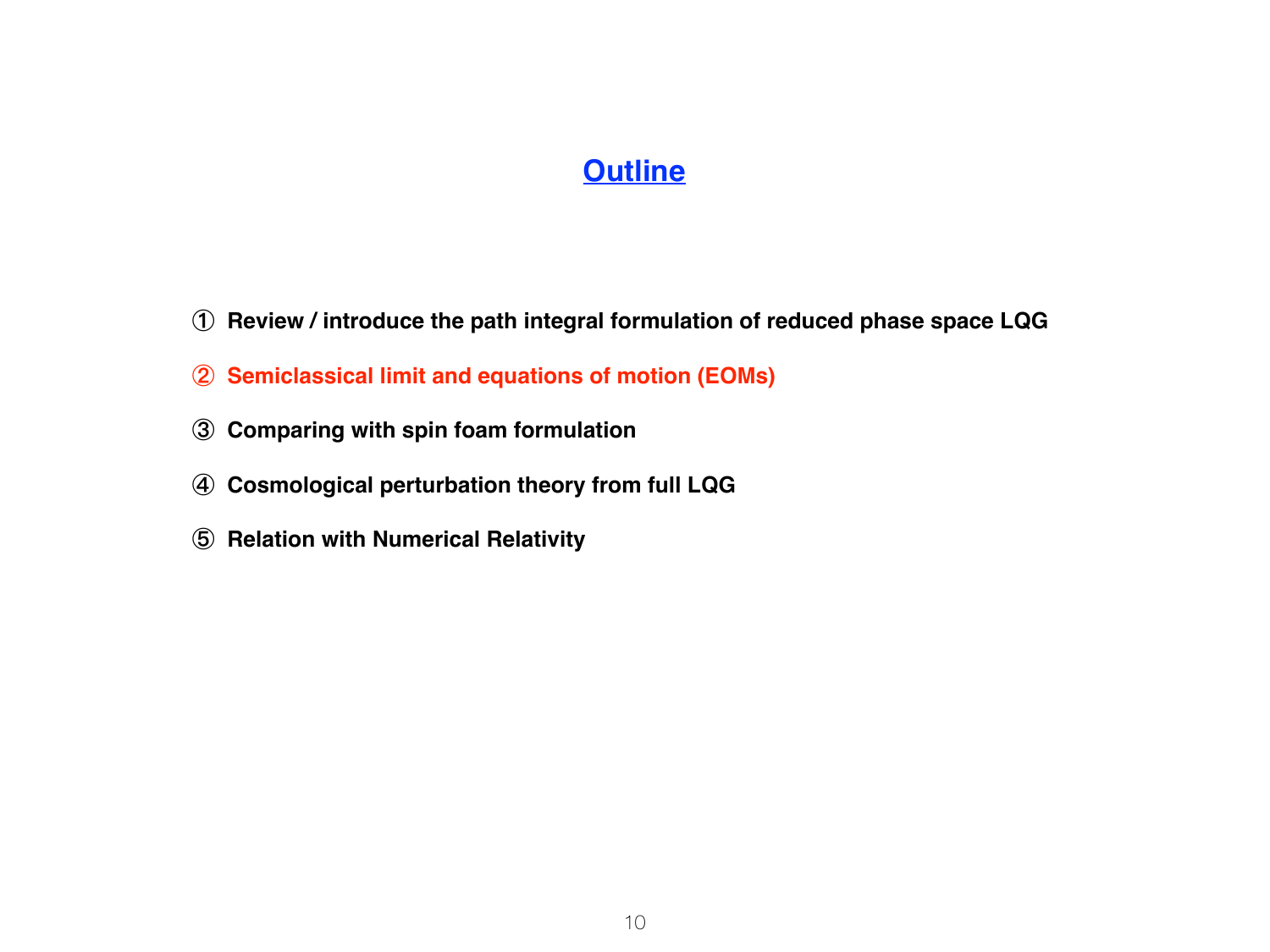# Outline

① Review / introduce the path integral formulation of reduced phase space LQG

② Semiclassical limit and equations of motion (EOMs)

③ Comparing with spin foam formulation

④ Cosmological perturbation theory from full LQG

⑤ Relation with Numerical Relativity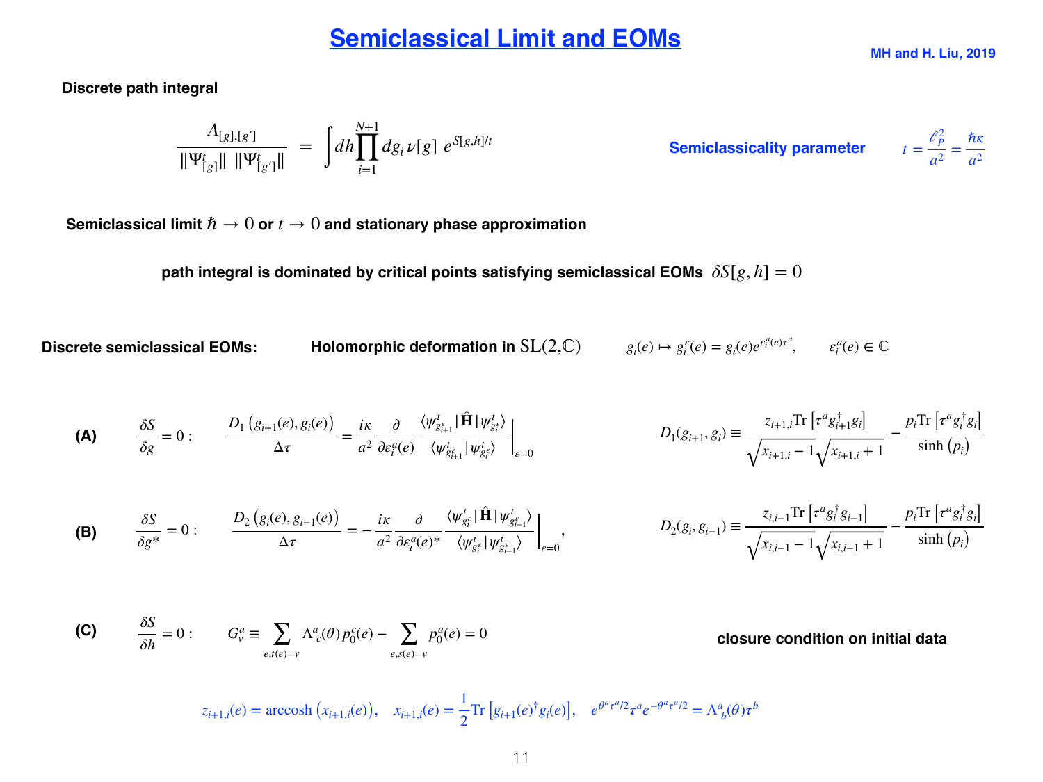# Semiclassical Limit and EOMs

MH and H. Liu, 2019

**Discrete path integral**

$$\frac{A_{[g],[g']}}{\|\Psi^t_{[g]}\| \; \|\Psi^t_{[g']}\|} \;=\; \int dh \prod_{i=1}^{N+1} dg_i \, \nu[g] \; e^{S[g,h]/t}$$

Semiclassicality parameter $\quad t = \frac{\ell_P^2}{a^2} = \frac{\hbar\kappa}{a^2}$

**Semiclassical limit $\hbar \to 0$ or $t \to 0$ and stationary phase approximation**

**path integral is dominated by critical points satisfying semiclassical EOMs** $\delta S[g,h] = 0$

**Discrete semiclassical EOMs:** **Holomorphic deformation in** $\mathrm{SL}(2,\mathbb{C})$ $\quad g_i(e) \mapsto g_i^\varepsilon(e) = g_i(e) e^{\varepsilon_i^a(e)\tau^a}, \qquad \varepsilon_i^a(e) \in \mathbb{C}$

**(A)** $\quad \frac{\delta S}{\delta g} = 0: \qquad \frac{D_1\left(g_{i+1}(e), g_i(e)\right)}{\Delta\tau} = \frac{i\kappa}{a^2}\frac{\partial}{\partial \varepsilon_i^a(e)} \frac{\langle \psi^t_{g^\varepsilon_{i+1}} | \hat{\mathbf{H}} | \psi^t_{g^\varepsilon_i} \rangle}{\langle \psi^t_{g^\varepsilon_{i+1}} | \psi^t_{g^\varepsilon_i} \rangle}\Bigg|_{\varepsilon=0}$

$$D_1(g_{i+1}, g_i) \equiv \frac{z_{i+1,i}\mathrm{Tr}\left[\tau^a g_{i+1}^\dagger g_i\right]}{\sqrt{x_{i+1,i}-1}\sqrt{x_{i+1,i}+1}} - \frac{p_i \mathrm{Tr}\left[\tau^a g_i^\dagger g_i\right]}{\sinh\left(p_i\right)}$$

**(B)** $\quad \frac{\delta S}{\delta g^*} = 0: \qquad \frac{D_2\left(g_i(e), g_{i-1}(e)\right)}{\Delta\tau} = -\frac{i\kappa}{a^2}\frac{\partial}{\partial \varepsilon_i^a(e)^*} \frac{\langle \psi^t_{g^\varepsilon_{i}} | \hat{\mathbf{H}} | \psi^t_{g^\varepsilon_{i-1}} \rangle}{\langle \psi^t_{g^\varepsilon_{i}} | \psi^t_{g^\varepsilon_{i-1}} \rangle}\Bigg|_{\varepsilon=0},$

$$D_2(g_i, g_{i-1}) \equiv \frac{z_{i,i-1}\mathrm{Tr}\left[\tau^a g_i^\dagger g_{i-1}\right]}{\sqrt{x_{i,i-1}-1}\sqrt{x_{i,i-1}+1}} - \frac{p_i \mathrm{Tr}\left[\tau^a g_i^\dagger g_i\right]}{\sinh\left(p_i\right)}$$

**(C)** $\quad \frac{\delta S}{\delta h} = 0: \qquad G_v^a \equiv \sum_{e,t(e)=v} \Lambda^a{}_c(\theta)\, p_0^c(e) - \sum_{e,s(e)=v} p_0^a(e) = 0$

**closure condition on initial data**

$$z_{i+1,i}(e) = \mathrm{arccosh}\left(x_{i+1,i}(e)\right), \quad x_{i+1,i}(e) = \frac{1}{2}\mathrm{Tr}\left[g_{i+1}(e)^\dagger g_i(e)\right], \quad e^{\theta^a\tau^a/2}\tau^a e^{-\theta^a\tau^a/2} = \Lambda^a{}_b(\theta)\tau^b$$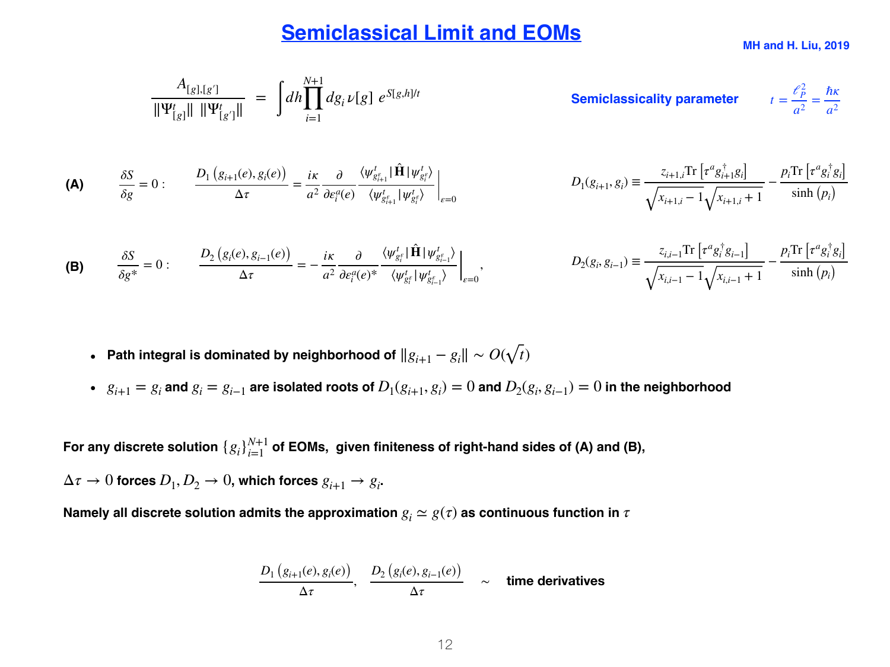# Semiclassical Limit and EOMs

**MH and H. Liu, 2019**

$$\frac{A_{[g],[g']}}{\|\Psi^t_{[g]}\|\ \|\Psi^t_{[g']}\|} = \int dh \prod_{i=1}^{N+1} dg_i\, \nu[g]\ e^{S[g,h]/t}$$

**Semiclassicality parameter** $t = \frac{\ell_P^2}{a^2} = \frac{\hbar\kappa}{a^2}$

**(A)** $\frac{\delta S}{\delta g} = 0:$

$$\frac{D_1\left(g_{i+1}(e), g_i(e)\right)}{\Delta\tau} = \frac{i\kappa}{a^2}\frac{\partial}{\partial\varepsilon_i^a(e)}\frac{\langle\psi^t_{g_{i+1}^\varepsilon}|\hat{\mathbf{H}}|\psi^t_{g_i^\varepsilon}\rangle}{\langle\psi^t_{g_{i+1}^\varepsilon}|\psi^t_{g_i^\varepsilon}\rangle}\Bigg|_{\varepsilon=0}$$

$$D_1(g_{i+1},g_i) \equiv \frac{z_{i+1,i}\mathrm{Tr}\left[\tau^a g_{i+1}^\dagger g_i\right]}{\sqrt{x_{i+1,i}-1}\sqrt{x_{i+1,i}+1}} - \frac{p_i\mathrm{Tr}\left[\tau^a g_i^\dagger g_i\right]}{\sinh\left(p_i\right)}$$

**(B)** $\frac{\delta S}{\delta g^*} = 0:$

$$\frac{D_2\left(g_i(e), g_{i-1}(e)\right)}{\Delta\tau} = -\frac{i\kappa}{a^2}\frac{\partial}{\partial\varepsilon_i^a(e)^*}\frac{\langle\psi^t_{g_i^\varepsilon}|\hat{\mathbf{H}}|\psi^t_{g_{i-1}^\varepsilon}\rangle}{\langle\psi^t_{g_i^\varepsilon}|\psi^t_{g_{i-1}^\varepsilon}\rangle}\Bigg|_{\varepsilon=0},$$

$$D_2(g_i,g_{i-1}) \equiv \frac{z_{i,i-1}\mathrm{Tr}\left[\tau^a g_i^\dagger g_{i-1}\right]}{\sqrt{x_{i,i-1}-1}\sqrt{x_{i,i-1}+1}} - \frac{p_i\mathrm{Tr}\left[\tau^a g_i^\dagger g_i\right]}{\sinh\left(p_i\right)}$$

- **Path integral is dominated by neighborhood of $\|g_{i+1}-g_i\| \sim O(\sqrt{t})$**
- **$g_{i+1}=g_i$ and $g_i=g_{i-1}$ are isolated roots of $D_1(g_{i+1},g_i)=0$ and $D_2(g_i,g_{i-1})=0$ in the neighborhood**

**For any discrete solution $\{g_i\}_{i=1}^{N+1}$ of EOMs, given finiteness of right-hand sides of (A) and (B),**

**$\Delta\tau \to 0$ forces $D_1, D_2 \to 0$, which forces $g_{i+1}\to g_i$.**

**Namely all discrete solution admits the approximation $g_i \simeq g(\tau)$ as continuous function in $\tau$**

$$\frac{D_1\left(g_{i+1}(e), g_i(e)\right)}{\Delta\tau},\quad \frac{D_2\left(g_i(e), g_{i-1}(e)\right)}{\Delta\tau} \quad \sim \quad \textbf{time derivatives}$$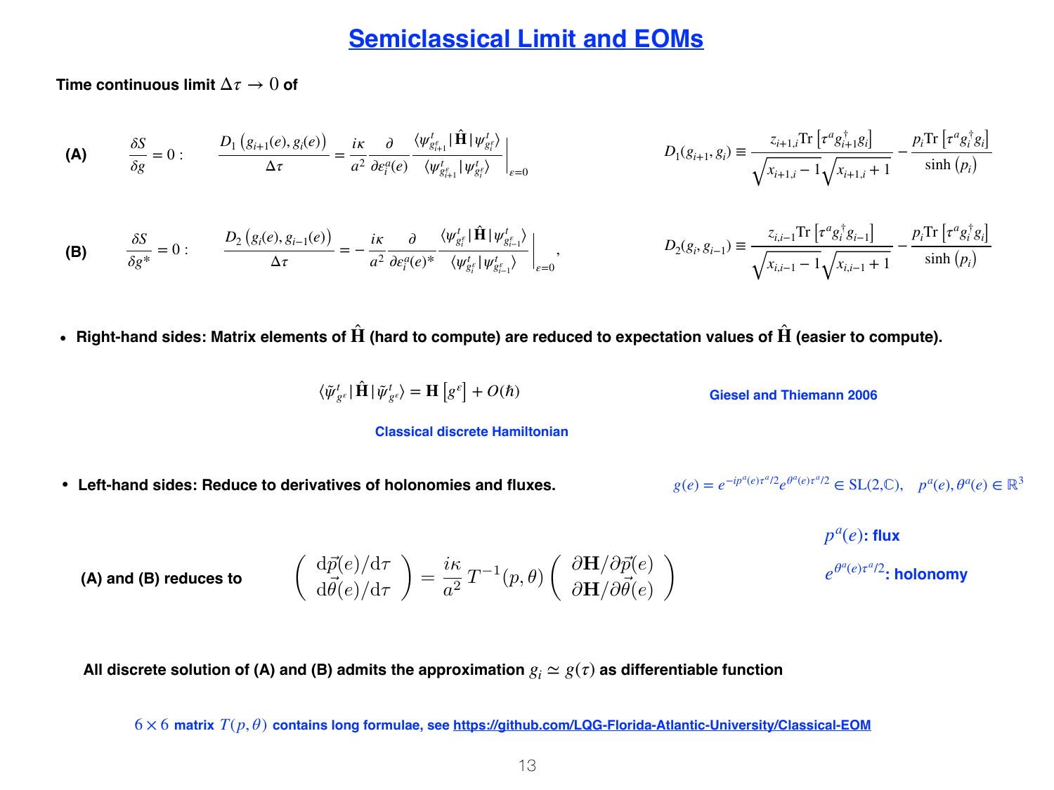# Semiclassical Limit and EOMs

**Time continuous limit $\Delta\tau \to 0$ of**

**(A)** $\dfrac{\delta S}{\delta g} = 0:$

$$\frac{D_1\left(g_{i+1}(e), g_i(e)\right)}{\Delta\tau} = \frac{i\kappa}{a^2}\frac{\partial}{\partial \varepsilon_i^a(e)} \frac{\langle \psi^t_{g^\varepsilon_{i+1}} | \hat{\mathbf{H}} | \psi^t_{g^\varepsilon_i}\rangle}{\langle \psi^t_{g^\varepsilon_{i+1}} | \psi^t_{g^\varepsilon_i}\rangle}\Bigg|_{\varepsilon=0}$$

$$D_1(g_{i+1}, g_i) \equiv \frac{z_{i+1,i}\mathrm{Tr}\left[\tau^a g^\dagger_{i+1} g_i\right]}{\sqrt{x_{i+1,i}-1}\sqrt{x_{i+1,i}+1}} - \frac{p_i \mathrm{Tr}\left[\tau^a g_i^\dagger g_i\right]}{\sinh\left(p_i\right)}$$

**(B)** $\dfrac{\delta S}{\delta g^*} = 0:$

$$\frac{D_2\left(g_i(e), g_{i-1}(e)\right)}{\Delta\tau} = -\frac{i\kappa}{a^2}\frac{\partial}{\partial \varepsilon_i^a(e)^*} \frac{\langle \psi^t_{g^\varepsilon_{i}} | \hat{\mathbf{H}} | \psi^t_{g^\varepsilon_{i-1}}\rangle}{\langle \psi^t_{g^\varepsilon_{i}} | \psi^t_{g^\varepsilon_{i-1}}\rangle}\Bigg|_{\varepsilon=0},$$

$$D_2(g_i, g_{i-1}) \equiv \frac{z_{i,i-1}\mathrm{Tr}\left[\tau^a g^\dagger_{i} g_{i-1}\right]}{\sqrt{x_{i,i-1}-1}\sqrt{x_{i,i-1}+1}} - \frac{p_i \mathrm{Tr}\left[\tau^a g_i^\dagger g_i\right]}{\sinh\left(p_i\right)}$$

- **Right-hand sides: Matrix elements of $\hat{\mathbf{H}}$ (hard to compute) are reduced to expectation values of $\hat{\mathbf{H}}$ (easier to compute).**

$$\langle \tilde{\psi}^t_{g^\varepsilon} | \hat{\mathbf{H}} | \tilde{\psi}^t_{g^\varepsilon}\rangle = \mathbf{H}\left[g^\varepsilon\right] + O(\hbar)$$

Giesel and Thiemann 2006

Classical discrete Hamiltonian

- **Left-hand sides: Reduce to derivatives of holonomies and fluxes.**

$g(e) = e^{-ip^a(e)\tau^a/2} e^{\theta^a(e)\tau^a/2} \in \mathrm{SL}(2,\mathbb{C}), \quad p^a(e), \theta^a(e) \in \mathbb{R}^3$

$p^a(e)$: **flux**

$e^{\theta^a(e)\tau^a/2}$: **holonomy**

**(A) and (B) reduces to**

$$\begin{pmatrix} \mathrm{d}\vec{p}(e)/\mathrm{d}\tau \\ \mathrm{d}\vec{\theta}(e)/\mathrm{d}\tau \end{pmatrix} = \frac{i\kappa}{a^2} T^{-1}(p,\theta) \begin{pmatrix} \partial \mathbf{H}/\partial \vec{p}(e) \\ \partial \mathbf{H}/\partial \vec{\theta}(e) \end{pmatrix}$$

**All discrete solution of (A) and (B) admits the approximation $g_i \simeq g(\tau)$ as differentiable function**

$6\times 6$ **matrix $T(p,\theta)$ contains long formulae, see https://github.com/LQG-Florida-Atlantic-University/Classical-EOM**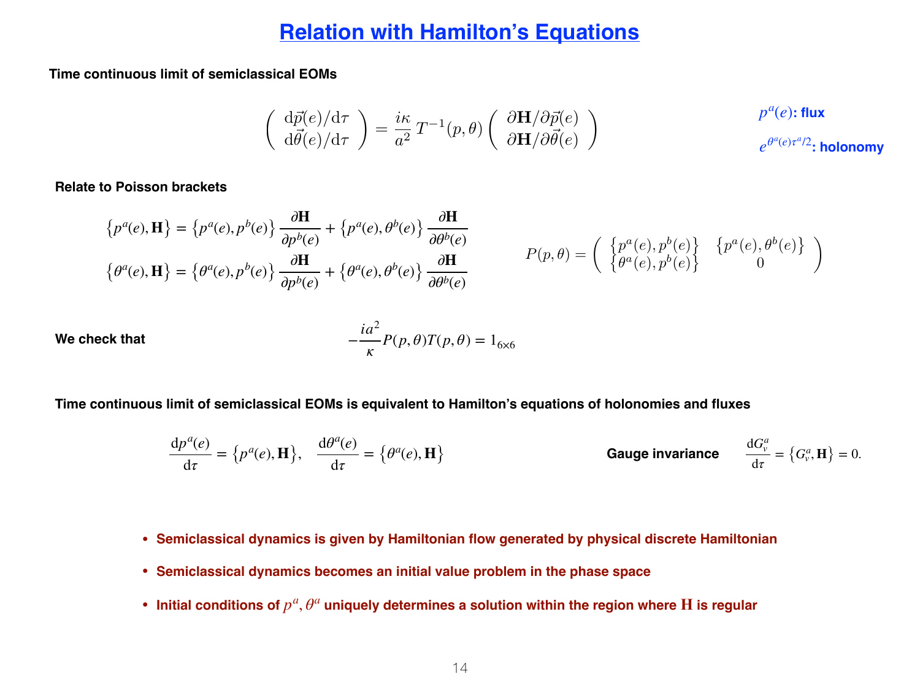# Relation with Hamilton's Equations

**Time continuous limit of semiclassical EOMs**

$$\begin{pmatrix} \mathrm{d}\vec{p}(e)/\mathrm{d}\tau \\ \mathrm{d}\vec{\theta}(e)/\mathrm{d}\tau \end{pmatrix} = \frac{i\kappa}{a^2}\, T^{-1}(p,\theta) \begin{pmatrix} \partial \mathbf{H}/\partial \vec{p}(e) \\ \partial \mathbf{H}/\partial \vec{\theta}(e) \end{pmatrix}$$

$p^a(e)$**: flux**

$e^{\theta^a(e)\tau^a/2}$**: holonomy**

**Relate to Poisson brackets**

$$\left\{p^a(e), \mathbf{H}\right\} = \left\{p^a(e), p^b(e)\right\} \frac{\partial \mathbf{H}}{\partial p^b(e)} + \left\{p^a(e), \theta^b(e)\right\} \frac{\partial \mathbf{H}}{\partial \theta^b(e)}$$

$$\left\{\theta^a(e), \mathbf{H}\right\} = \left\{\theta^a(e), p^b(e)\right\} \frac{\partial \mathbf{H}}{\partial p^b(e)} + \left\{\theta^a(e), \theta^b(e)\right\} \frac{\partial \mathbf{H}}{\partial \theta^b(e)}$$

$$P(p,\theta) = \begin{pmatrix} \left\{p^a(e), p^b(e)\right\} & \left\{p^a(e), \theta^b(e)\right\} \\ \left\{\theta^a(e), p^b(e)\right\} & 0 \end{pmatrix}$$

**We check that**

$$-\frac{ia^2}{\kappa} P(p,\theta) T(p,\theta) = 1_{6\times 6}$$

**Time continuous limit of semiclassical EOMs is equivalent to Hamilton's equations of holonomies and fluxes**

$$\frac{\mathrm{d}p^a(e)}{\mathrm{d}\tau} = \left\{p^a(e), \mathbf{H}\right\}, \quad \frac{\mathrm{d}\theta^a(e)}{\mathrm{d}\tau} = \left\{\theta^a(e), \mathbf{H}\right\}$$

**Gauge invariance** $\quad \frac{\mathrm{d}G_v^a}{\mathrm{d}\tau} = \left\{G_v^a, \mathbf{H}\right\} = 0.$

- **Semiclassical dynamics is given by Hamiltonian flow generated by physical discrete Hamiltonian**
- **Semiclassical dynamics becomes an initial value problem in the phase space**
- **Initial conditions of $p^a, \theta^a$ uniquely determines a solution within the region where $\mathbf{H}$ is regular**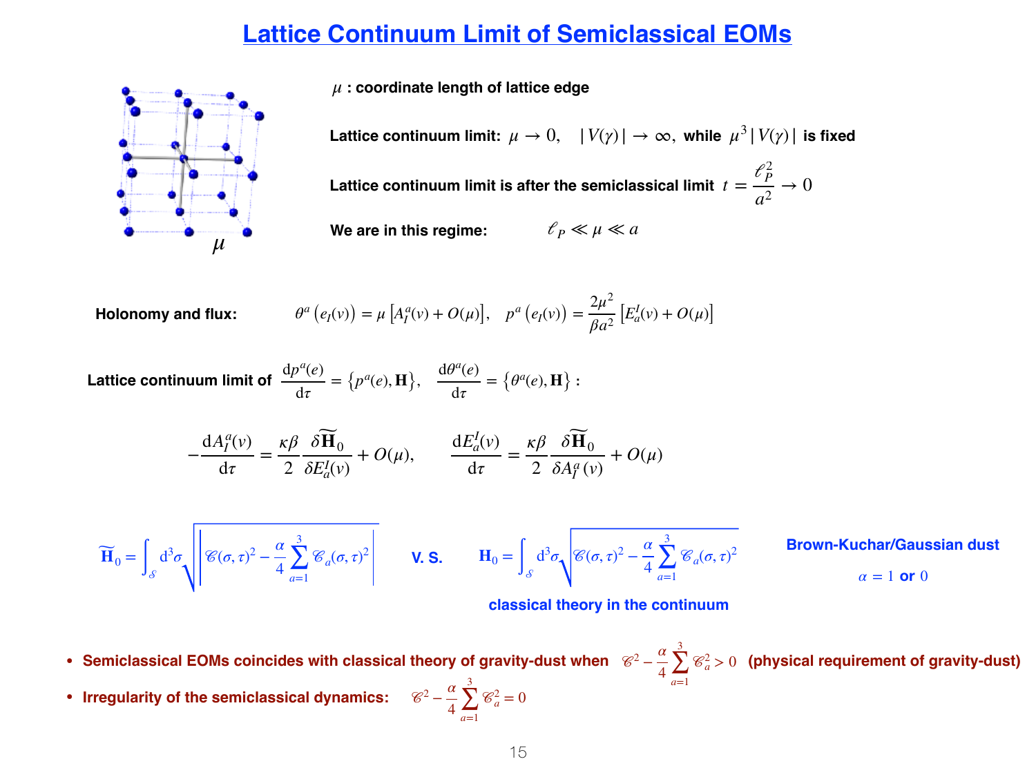# Lattice Continuum Limit of Semiclassical EOMs

$\mu$ : **coordinate length of lattice edge**

$\mu$

**Lattice continuum limit:** $\mu \to 0, \quad |V(\gamma)| \to \infty,$ **while** $\mu^3 |V(\gamma)|$ **is fixed**

**Lattice continuum limit is after the semiclassical limit** $t = \dfrac{\ell_P^2}{a^2} \to 0$

**We are in this regime:** $\qquad \ell_P \ll \mu \ll a$

**Holonomy and flux:** $\qquad \theta^a\left(e_I(v)\right) = \mu\left[A_I^a(v) + O(\mu)\right], \quad p^a\left(e_I(v)\right) = \dfrac{2\mu^2}{\beta a^2}\left[E_a^I(v) + O(\mu)\right]$

**Lattice continuum limit of** $\dfrac{\mathrm{d}p^a(e)}{\mathrm{d}\tau} = \left\{p^a(e), \mathbf{H}\right\}, \quad \dfrac{\mathrm{d}\theta^a(e)}{\mathrm{d}\tau} = \left\{\theta^a(e), \mathbf{H}\right\}$ :

$$-\frac{\mathrm{d}A_I^a(v)}{\mathrm{d}\tau} = \frac{\kappa\beta}{2}\frac{\delta\widetilde{\mathbf{H}}_0}{\delta E_a^I(v)} + O(\mu), \qquad \frac{\mathrm{d}E_a^I(v)}{\mathrm{d}\tau} = \frac{\kappa\beta}{2}\frac{\delta\widetilde{\mathbf{H}}_0}{\delta A_I^a(v)} + O(\mu)$$

$$\widetilde{\mathbf{H}}_0 = \int_{\mathcal{S}} \mathrm{d}^3\sigma \sqrt{\left|\mathscr{C}(\sigma,\tau)^2 - \frac{\alpha}{4}\sum_{a=1}^{3}\mathscr{C}_a(\sigma,\tau)^2\right|} \quad \textbf{V. S.} \quad \mathbf{H}_0 = \int_{\mathcal{S}} \mathrm{d}^3\sigma \sqrt{\mathscr{C}(\sigma,\tau)^2 - \frac{\alpha}{4}\sum_{a=1}^{3}\mathscr{C}_a(\sigma,\tau)^2}$$

**classical theory in the continuum**

**Brown-Kuchar/Gaussian dust**

$\alpha = 1$ **or** $0$

- **Semiclassical EOMs coincides with classical theory of gravity-dust when** $\mathscr{C}^2 - \dfrac{\alpha}{4}\sum_{a=1}^{3}\mathscr{C}_a^2 > 0$ **(physical requirement of gravity-dust)**
- **Irregularity of the semiclassical dynamics:** $\quad \mathscr{C}^2 - \dfrac{\alpha}{4}\sum_{a=1}^{3}\mathscr{C}_a^2 = 0$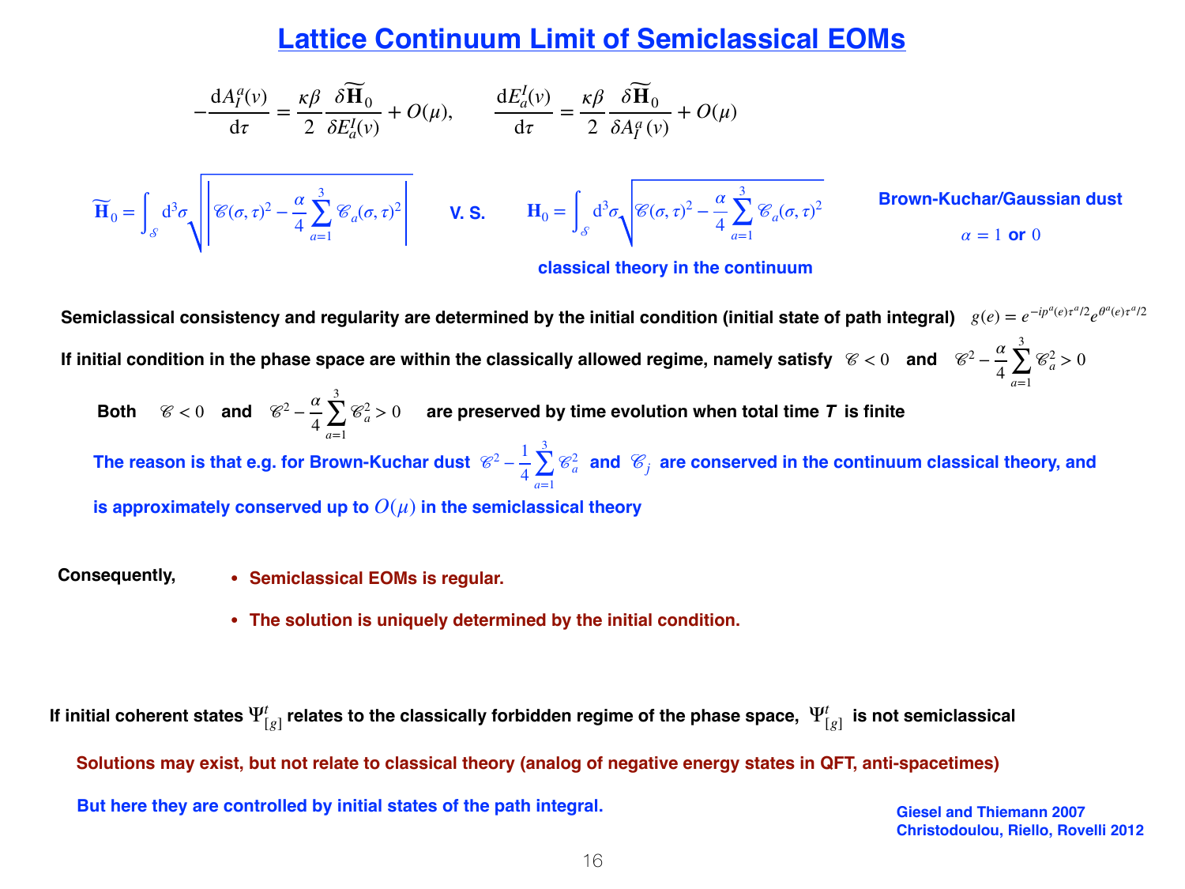# Lattice Continuum Limit of Semiclassical EOMs

$$-\frac{\mathrm{d}A^a_I(v)}{\mathrm{d}\tau} = \frac{\kappa\beta}{2}\frac{\delta\widetilde{\mathbf{H}}_0}{\delta E^I_a(v)} + O(\mu), \qquad \frac{\mathrm{d}E^I_a(v)}{\mathrm{d}\tau} = \frac{\kappa\beta}{2}\frac{\delta\widetilde{\mathbf{H}}_0}{\delta A^a_I(v)} + O(\mu)$$

$$\widetilde{\mathbf{H}}_0 = \int_{\mathcal{S}} \mathrm{d}^3\sigma \sqrt{\left|\mathscr{C}(\sigma,\tau)^2 - \frac{\alpha}{4}\sum_{a=1}^{3}\mathscr{C}_a(\sigma,\tau)^2\right|} \quad \text{V. S.} \quad \mathbf{H}_0 = \int_{\mathcal{S}} \mathrm{d}^3\sigma \sqrt{\mathscr{C}(\sigma,\tau)^2 - \frac{\alpha}{4}\sum_{a=1}^{3}\mathscr{C}_a(\sigma,\tau)^2}$$

**classical theory in the continuum**

**Brown-Kuchar/Gaussian dust**

$\alpha = 1$ **or** $0$

**Semiclassical consistency and regularity are determined by the initial condition (initial state of path integral)** $g(e) = e^{-ip^a(e)\tau^a/2}e^{\theta^a(e)\tau^a/2}$

**If initial condition in the phase space are within the classically allowed regime, namely satisfy** $\mathscr{C} < 0$ **and** $\mathscr{C}^2 - \frac{\alpha}{4}\sum_{a=1}^{3}\mathscr{C}_a^2 > 0$

**Both** $\mathscr{C} < 0$ **and** $\mathscr{C}^2 - \frac{\alpha}{4}\sum_{a=1}^{3}\mathscr{C}_a^2 > 0$ **are preserved by time evolution when total time *T* is finite**

**The reason is that e.g. for Brown-Kuchar dust** $\mathscr{C}^2 - \frac{1}{4}\sum_{a=1}^{3}\mathscr{C}_a^2$ **and** $\mathscr{C}_j$ **are conserved in the continuum classical theory, and is approximately conserved up to** $O(\mu)$ **in the semiclassical theory**

**Consequently,**

- **Semiclassical EOMs is regular.**
- **The solution is uniquely determined by the initial condition.**

**If initial coherent states** $\Psi^t_{[g]}$ **relates to the classically forbidden regime of the phase space,** $\Psi^t_{[g]}$ **is not semiclassical**

**Solutions may exist, but not relate to classical theory (analog of negative energy states in QFT, anti-spacetimes)**

**But here they are controlled by initial states of the path integral.**

**Giesel and Thiemann 2007**
**Christodoulou, Riello, Rovelli 2012**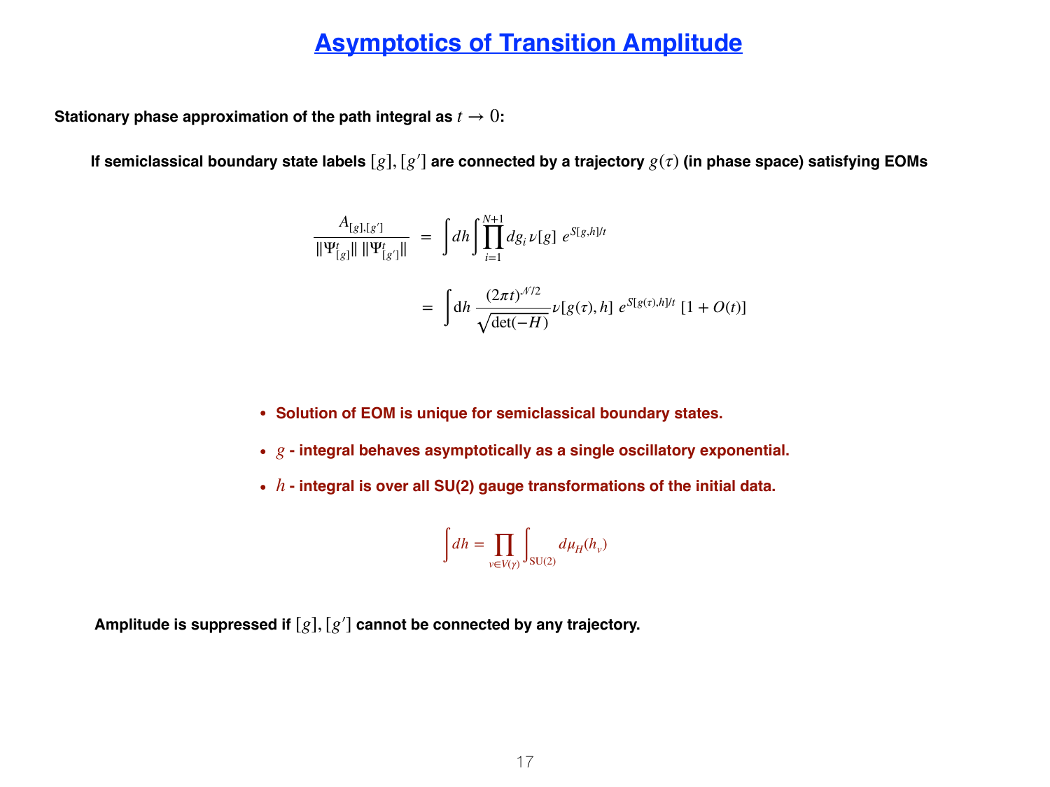# Asymptotics of Transition Amplitude

**Stationary phase approximation of the path integral as $t \to 0$:**

**If semiclassical boundary state labels $[g], [g']$ are connected by a trajectory $g(\tau)$ (in phase space) satisfying EOMs**

$$
\frac{A_{[g],[g']}}{\|\Psi^t_{[g]}\| \, \|\Psi^t_{[g']}\|} = \int dh \int \prod_{i=1}^{N+1} dg_i \, \nu[g] \; e^{S[g,h]/t}
$$

$$
= \int \mathrm{d}h \, \frac{(2\pi t)^{\mathcal{N}/2}}{\sqrt{\det(-H)}} \nu[g(\tau), h] \; e^{S[g(\tau),h]/t} \; [1 + O(t)]
$$

- **Solution of EOM is unique for semiclassical boundary states.**
- **$g$ - integral behaves asymptotically as a single oscillatory exponential.**
- **$h$ - integral is over all SU(2) gauge transformations of the initial data.**

$$
\int dh = \prod_{v \in V(\gamma)} \int_{\mathrm{SU}(2)} d\mu_H(h_v)
$$

**Amplitude is suppressed if $[g], [g']$ cannot be connected by any trajectory.**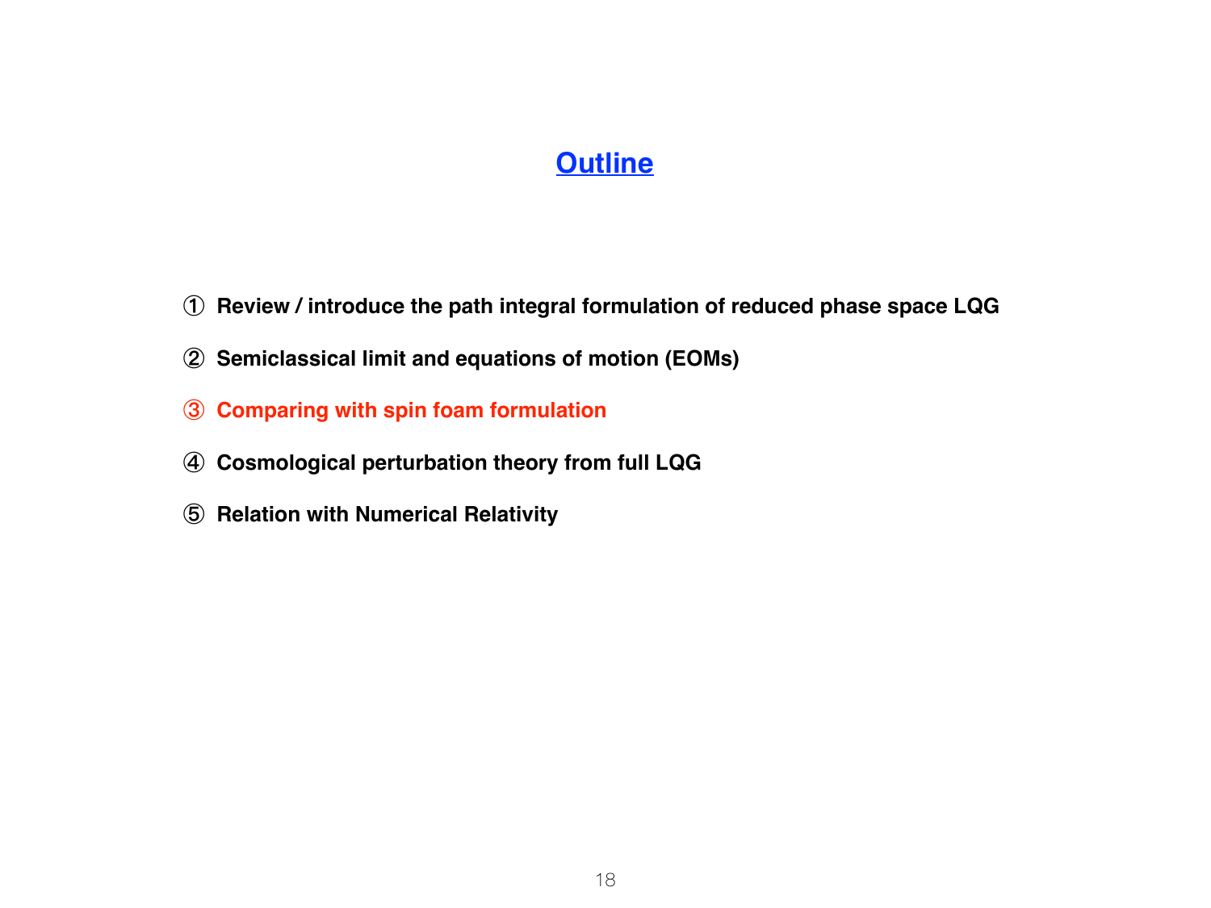# Outline

① Review / introduce the path integral formulation of reduced phase space LQG

② Semiclassical limit and equations of motion (EOMs)

③ Comparing with spin foam formulation

④ Cosmological perturbation theory from full LQG

⑤ Relation with Numerical Relativity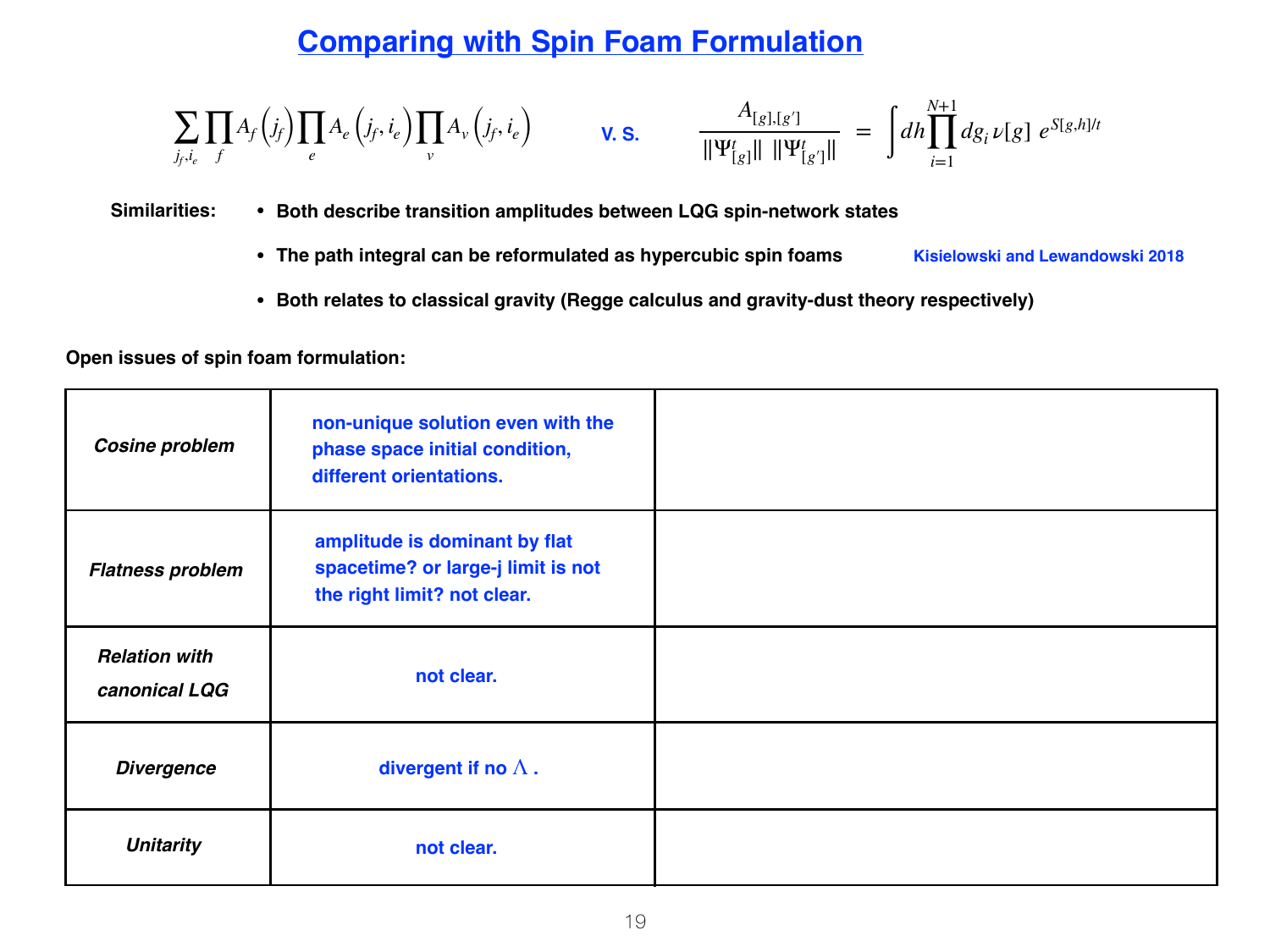# Comparing with Spin Foam Formulation

$$\sum_{j_f, i_e} \prod_f A_f(j_f) \prod_e A_e(j_f, i_e) \prod_v A_v(j_f, i_e) \qquad \text{V. S.} \qquad \frac{A_{[g],[g']}}{\|\Psi^t_{[g]}\| \, \|\Psi^t_{[g']}\|} = \int dh \prod_{i=1}^{N+1} dg_i \, \nu[g] \, e^{S[g,h]/t}$$

**Similarities:**

- **Both describe transition amplitudes between LQG spin-network states**
- **The path integral can be reformulated as hypercubic spin foams** — Kisielowski and Lewandowski 2018
- **Both relates to classical gravity (Regge calculus and gravity-dust theory respectively)**

**Open issues of spin foam formulation:**

| | | |
|---|---|---|
| *Cosine problem* | non-unique solution even with the phase space initial condition, different orientations. | |
| *Flatness problem* | amplitude is dominant by flat spacetime? or large-j limit is not the right limit? not clear. | |
| *Relation with canonical LQG* | not clear. | |
| *Divergence* | divergent if no $\Lambda$ . | |
| *Unitarity* | not clear. | |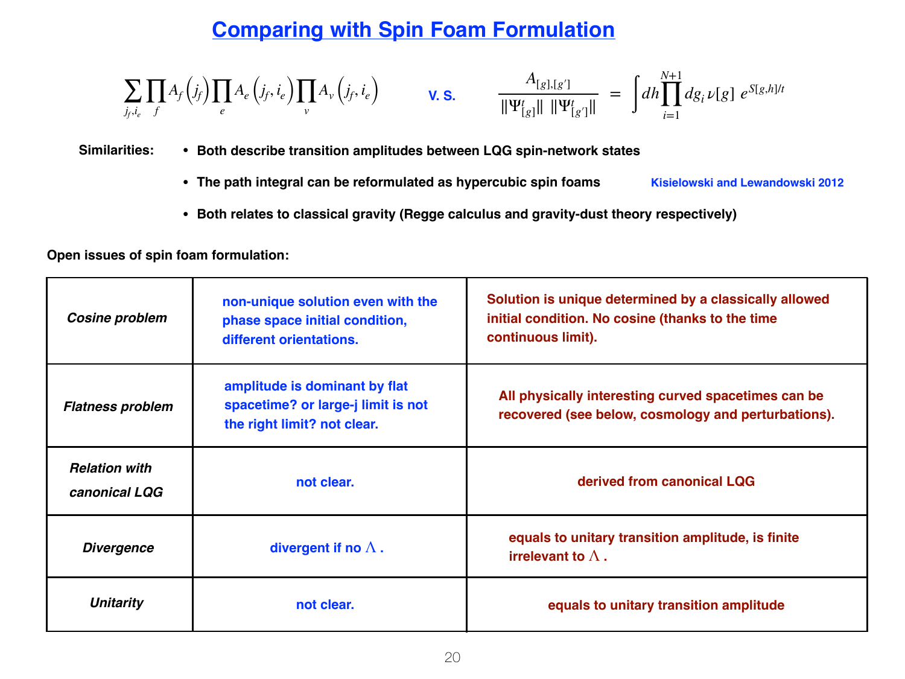# Comparing with Spin Foam Formulation

$$\sum_{j_f, i_e} \prod_f A_f\left(j_f\right) \prod_e A_e\left(j_f, i_e\right) \prod_v A_v\left(j_f, i_e\right) \qquad \text{V. S.} \qquad \frac{A_{[g],[g']}}{\|\Psi^t_{[g]}\| \ \|\Psi^t_{[g']}\|} = \int dh \prod_{i=1}^{N+1} dg_i \, \nu[g] \, e^{S[g,h]/t}$$

**Similarities:**

- **Both describe transition amplitudes between LQG spin-network states**
- **The path integral can be reformulated as hypercubic spin foams** — Kisielowski and Lewandowski 2012
- **Both relates to classical gravity (Regge calculus and gravity-dust theory respectively)**

**Open issues of spin foam formulation:**

| | | |
|---|---|---|
| ***Cosine problem*** | **non-unique solution even with the phase space initial condition, different orientations.** | **Solution is unique determined by a classically allowed initial condition. No cosine (thanks to the time continuous limit).** |
| ***Flatness problem*** | **amplitude is dominant by flat spacetime? or large-j limit is not the right limit? not clear.** | **All physically interesting curved spacetimes can be recovered (see below, cosmology and perturbations).** |
| ***Relation with canonical LQG*** | **not clear.** | **derived from canonical LQG** |
| ***Divergence*** | **divergent if no $\Lambda$ .** | **equals to unitary transition amplitude, is finite irrelevant to $\Lambda$ .** |
| ***Unitarity*** | **not clear.** | **equals to unitary transition amplitude** |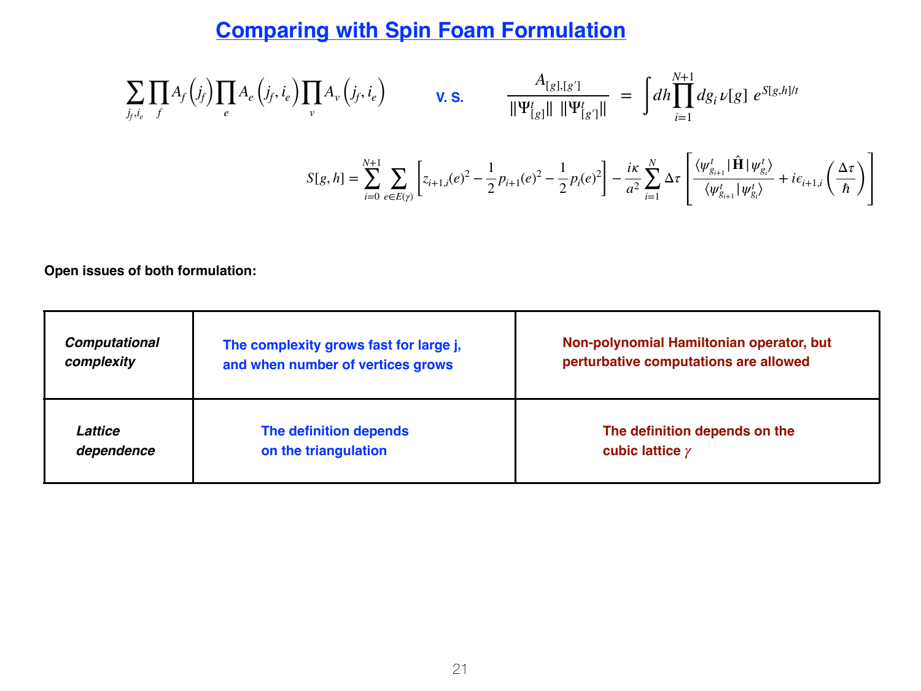# Comparing with Spin Foam Formulation

$$\sum_{j_f, i_e} \prod_f A_f\left(j_f\right) \prod_e A_e\left(j_f, i_e\right) \prod_v A_v\left(j_f, i_e\right) \qquad \textbf{V. S.} \qquad \frac{A_{[g],[g']}}{\|\Psi^t_{[g]}\| \ \|\Psi^t_{[g']}\|} = \int dh \prod_{i=1}^{N+1} dg_i \, \nu[g] \ e^{S[g,h]/t}$$

$$S[g,h] = \sum_{i=0}^{N+1} \sum_{e \in E(\gamma)} \left[ z_{i+1,i}(e)^2 - \frac{1}{2} p_{i+1}(e)^2 - \frac{1}{2} p_i(e)^2 \right] - \frac{i\kappa}{a^2} \sum_{i=1}^{N} \Delta\tau \left[ \frac{\langle \psi^t_{g_{i+1}} | \hat{\mathbf{H}} | \psi^t_{g_i} \rangle}{\langle \psi^t_{g_{i+1}} | \psi^t_{g_i} \rangle} + i\epsilon_{i+1,i}\left(\frac{\Delta\tau}{\hbar}\right) \right]$$

**Open issues of both formulation:**

| | | |
|---|---|---|
| ***Computational complexity*** | **The complexity grows fast for large j, and when number of vertices grows** | **Non-polynomial Hamiltonian operator, but perturbative computations are allowed** |
| ***Lattice dependence*** | **The definition depends on the triangulation** | **The definition depends on the cubic lattice $\gamma$** |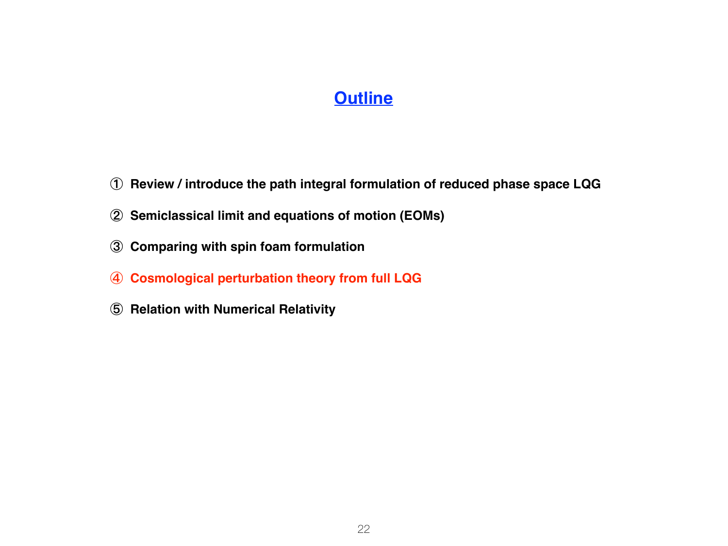## Outline

① **Review / introduce the path integral formulation of reduced phase space LQG**

② **Semiclassical limit and equations of motion (EOMs)**

③ **Comparing with spin foam formulation**

④ **Cosmological perturbation theory from full LQG**

⑤ **Relation with Numerical Relativity**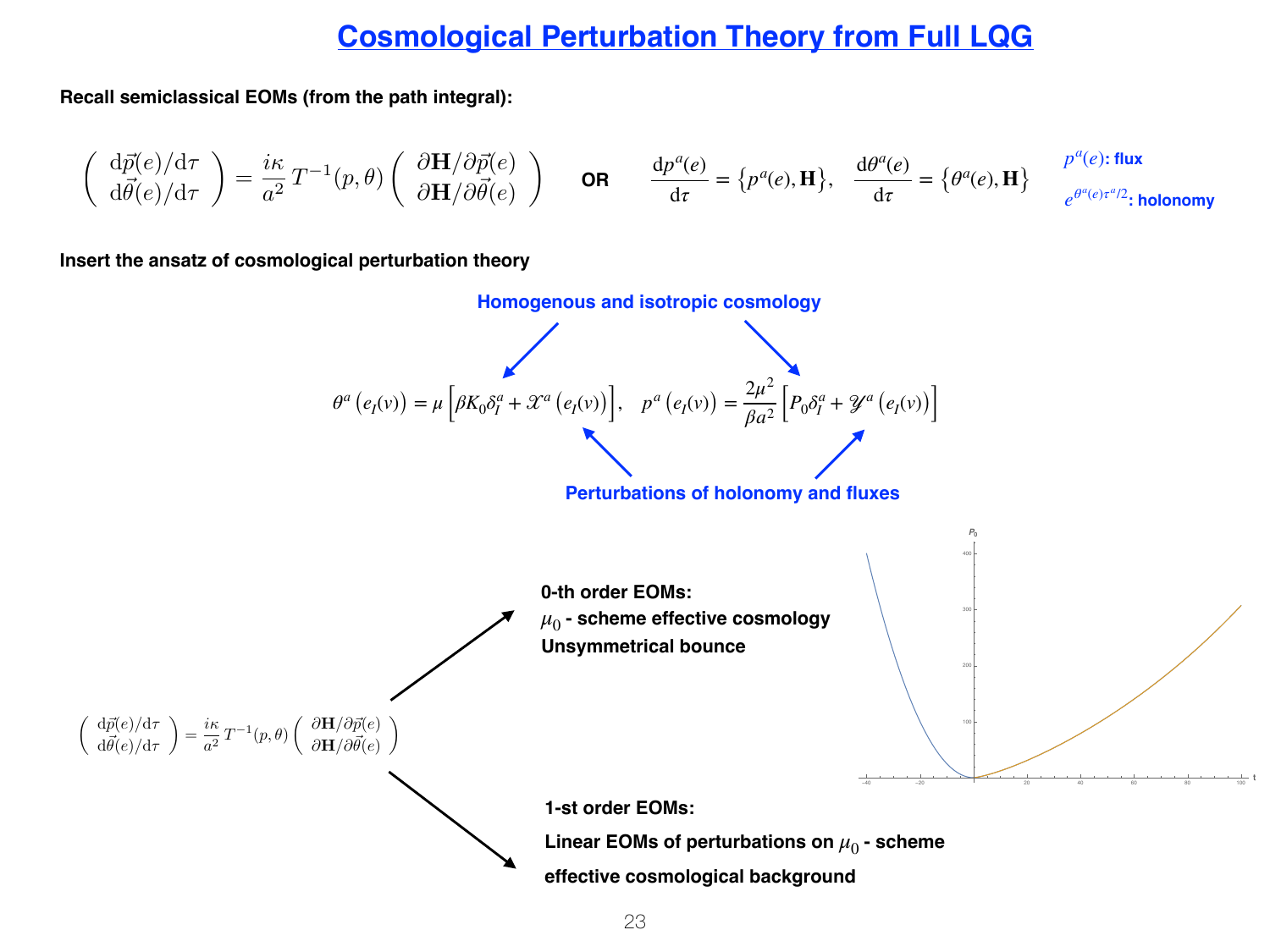# Cosmological Perturbation Theory from Full LQG

**Recall semiclassical EOMs (from the path integral):**

$$\begin{pmatrix} \mathrm{d}\vec{p}(e)/\mathrm{d}\tau \\ \mathrm{d}\vec{\theta}(e)/\mathrm{d}\tau \end{pmatrix} = \frac{i\kappa}{a^2}\, T^{-1}(p,\theta) \begin{pmatrix} \partial \mathbf{H}/\partial \vec{p}(e) \\ \partial \mathbf{H}/\partial \vec{\theta}(e) \end{pmatrix} \qquad \textbf{OR} \qquad \frac{\mathrm{d}p^a(e)}{\mathrm{d}\tau} = \left\{p^a(e), \mathbf{H}\right\}, \quad \frac{\mathrm{d}\theta^a(e)}{\mathrm{d}\tau} = \left\{\theta^a(e), \mathbf{H}\right\}$$

$p^a(e)$: flux

$e^{\theta^a(e)\tau^a/2}$: holonomy

**Insert the ansatz of cosmological perturbation theory**

Homogenous and isotropic cosmology

$$\theta^a\left(e_I(v)\right) = \mu\left[\beta K_0 \delta_I^a + \mathscr{X}^a\left(e_I(v)\right)\right], \quad p^a\left(e_I(v)\right) = \frac{2\mu^2}{\beta a^2}\left[P_0 \delta_I^a + \mathscr{Y}^a\left(e_I(v)\right)\right]$$

Perturbations of holonomy and fluxes

$$\begin{pmatrix} \mathrm{d}\vec{p}(e)/\mathrm{d}\tau \\ \mathrm{d}\vec{\theta}(e)/\mathrm{d}\tau \end{pmatrix} = \frac{i\kappa}{a^2}\, T^{-1}(p,\theta) \begin{pmatrix} \partial \mathbf{H}/\partial \vec{p}(e) \\ \partial \mathbf{H}/\partial \vec{\theta}(e) \end{pmatrix}$$

**0-th order EOMs:**
**$\mu_0$ - scheme effective cosmology**
**Unsymmetrical bounce**

**1-st order EOMs:**
**Linear EOMs of perturbations on $\mu_0$ - scheme effective cosmological background**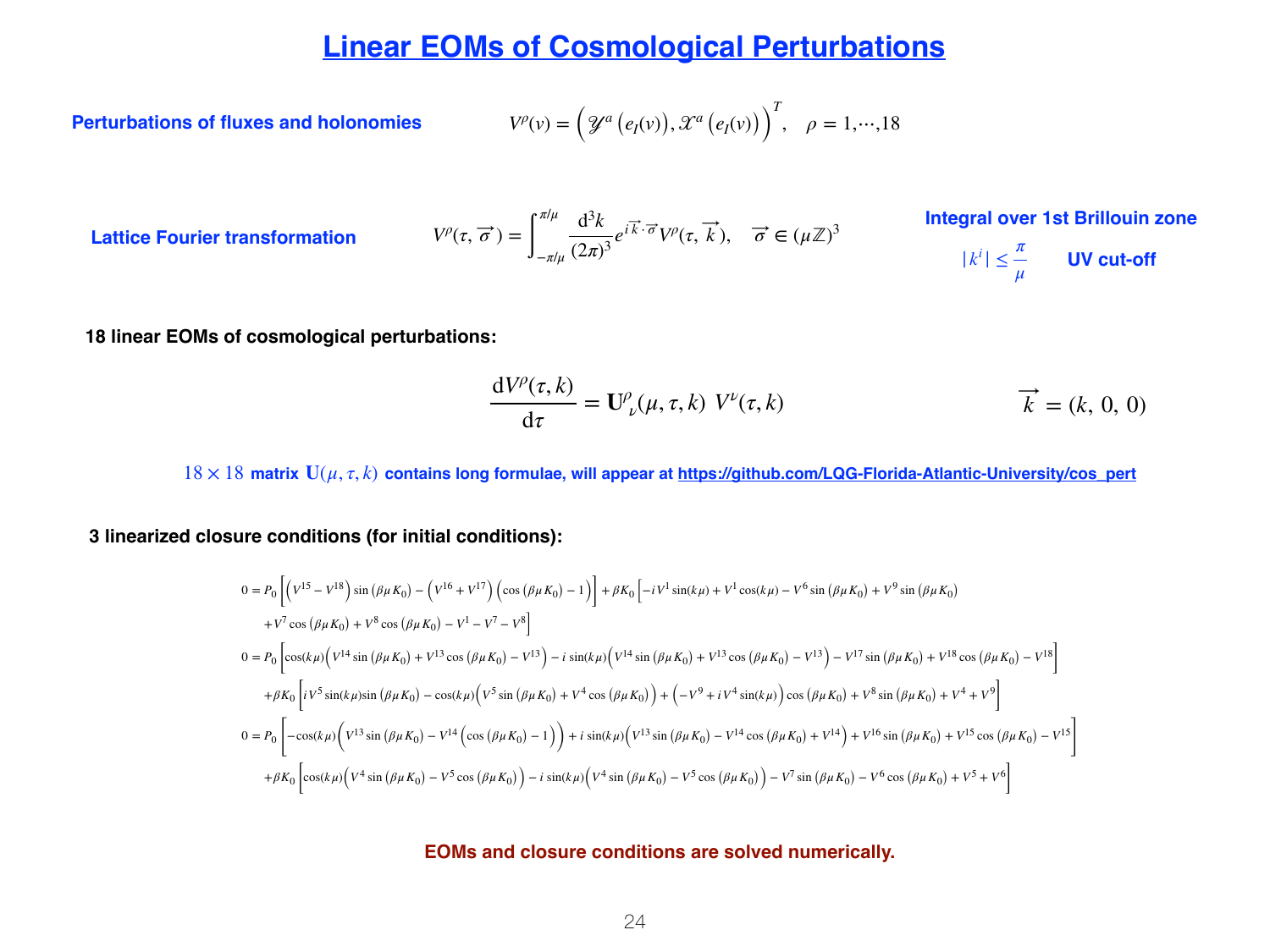# Linear EOMs of Cosmological Perturbations

**Perturbations of fluxes and holonomies**

$$V^\rho(v) = \left(\mathscr{Y}^a\left(e_I(v)\right), \mathscr{X}^a\left(e_I(v)\right)\right)^T, \quad \rho = 1, \cdots, 18$$

**Lattice Fourier transformation**

$$V^\rho(\tau, \vec{\sigma}) = \int_{-\pi/\mu}^{\pi/\mu} \frac{\mathrm{d}^3 k}{(2\pi)^3} e^{i\vec{k}\cdot\vec{\sigma}} V^\rho(\tau, \vec{k}), \quad \vec{\sigma} \in (\mu\mathbb{Z})^3$$

**Integral over 1st Brillouin zone**

$|k^i| \leq \frac{\pi}{\mu}$ **UV cut-off**

**18 linear EOMs of cosmological perturbations:**

$$\frac{\mathrm{d}V^\rho(\tau, k)}{\mathrm{d}\tau} = \mathbf{U}^\rho_{\ \nu}(\mu, \tau, k)\ V^\nu(\tau, k) \qquad \vec{k} = (k,\ 0,\ 0)$$

$18 \times 18$ **matrix $\mathbf{U}(\mu, \tau, k)$ contains long formulae, will appear at https://github.com/LQG-Florida-Atlantic-University/cos_pert**

**3 linearized closure conditions (for initial conditions):**

$$\begin{aligned}
0 = P_0 &\left[\left(V^{15} - V^{18}\right)\sin\left(\beta\mu K_0\right) - \left(V^{16} + V^{17}\right)\left(\cos\left(\beta\mu K_0\right) - 1\right)\right] + \beta K_0\left[-iV^1\sin(k\mu) + V^1\cos(k\mu) - V^6\sin\left(\beta\mu K_0\right) + V^9\sin\left(\beta\mu K_0\right)\right. \\
&\left. + V^7\cos\left(\beta\mu K_0\right) + V^8\cos\left(\beta\mu K_0\right) - V^1 - V^7 - V^8\right] \\
0 = P_0 &\left[\cos(k\mu)\left(V^{14}\sin\left(\beta\mu K_0\right) + V^{13}\cos\left(\beta\mu K_0\right) - V^{13}\right) - i\sin(k\mu)\left(V^{14}\sin\left(\beta\mu K_0\right) + V^{13}\cos\left(\beta\mu K_0\right) - V^{13}\right) - V^{17}\sin\left(\beta\mu K_0\right) + V^{18}\cos\left(\beta\mu K_0\right) - V^{18}\right] \\
&+ \beta K_0\left[iV^5\sin(k\mu)\sin\left(\beta\mu K_0\right) - \cos(k\mu)\left(V^5\sin\left(\beta\mu K_0\right) + V^4\cos\left(\beta\mu K_0\right)\right) + \left(-V^9 + iV^4\sin(k\mu)\right)\cos\left(\beta\mu K_0\right) + V^8\sin\left(\beta\mu K_0\right) + V^4 + V^9\right] \\
0 = P_0 &\left[-\cos(k\mu)\left(V^{13}\sin\left(\beta\mu K_0\right) - V^{14}\left(\cos\left(\beta\mu K_0\right) - 1\right)\right) + i\sin(k\mu)\left(V^{13}\sin\left(\beta\mu K_0\right) - V^{14}\cos\left(\beta\mu K_0\right) + V^{14}\right) + V^{16}\sin\left(\beta\mu K_0\right) + V^{15}\cos\left(\beta\mu K_0\right) - V^{15}\right] \\
&+ \beta K_0\left[\cos(k\mu)\left(V^4\sin\left(\beta\mu K_0\right) - V^5\cos\left(\beta\mu K_0\right)\right) - i\sin(k\mu)\left(V^4\sin\left(\beta\mu K_0\right) - V^5\cos\left(\beta\mu K_0\right)\right) - V^7\sin\left(\beta\mu K_0\right) - V^6\cos\left(\beta\mu K_0\right) + V^5 + V^6\right]
\end{aligned}$$

**EOMs and closure conditions are solved numerically.**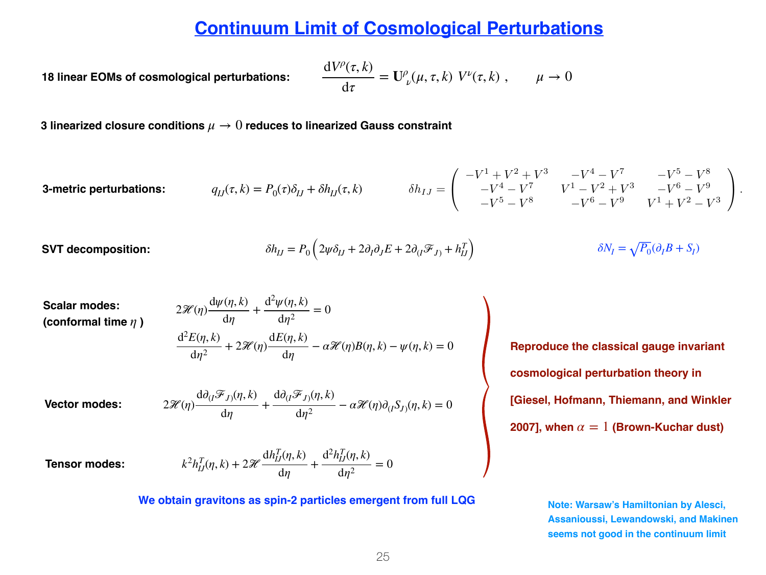# Continuum Limit of Cosmological Perturbations

**18 linear EOMs of cosmological perturbations:**

$$\frac{\mathrm{d}V^\rho(\tau,k)}{\mathrm{d}\tau} = \mathbf{U}^\rho{}_\nu(\mu,\tau,k)\ V^\nu(\tau,k)\ , \qquad \mu \to 0$$

**3 linearized closure conditions $\mu \to 0$ reduces to linearized Gauss constraint**

**3-metric perturbations:**

$$q_{IJ}(\tau,k) = P_0(\tau)\delta_{IJ} + \delta h_{IJ}(\tau,k)$$

$$\delta h_{IJ} = \begin{pmatrix} -V^1+V^2+V^3 & -V^4-V^7 & -V^5-V^8 \\ -V^4-V^7 & V^1-V^2+V^3 & -V^6-V^9 \\ -V^5-V^8 & -V^6-V^9 & V^1+V^2-V^3 \end{pmatrix}.$$

**SVT decomposition:**

$$\delta h_{IJ} = P_0\left(2\psi\delta_{IJ} + 2\partial_I\partial_J E + 2\partial_{(I}\mathscr{F}_{J)} + h^T_{IJ}\right)$$

$$\delta N_I = \sqrt{P_0}(\partial_I B + S_I)$$

**Scalar modes: (conformal time $\eta$ )**

$$2\mathscr{H}(\eta)\frac{\mathrm{d}\psi(\eta,k)}{\mathrm{d}\eta} + \frac{\mathrm{d}^2\psi(\eta,k)}{\mathrm{d}\eta^2} = 0$$

$$\frac{\mathrm{d}^2E(\eta,k)}{\mathrm{d}\eta^2} + 2\mathscr{H}(\eta)\frac{\mathrm{d}E(\eta,k)}{\mathrm{d}\eta} - \alpha\mathscr{H}(\eta)B(\eta,k) - \psi(\eta,k) = 0$$

**Vector modes:**

$$2\mathscr{H}(\eta)\frac{\mathrm{d}\partial_{(I}\mathscr{F}_{J)}(\eta,k)}{\mathrm{d}\eta} + \frac{\mathrm{d}\partial_{(I}\mathscr{F}_{J)}(\eta,k)}{\mathrm{d}\eta^2} - \alpha\mathscr{H}(\eta)\partial_{(I}S_{J)}(\eta,k) = 0$$

**Tensor modes:**

$$k^2h^T_{IJ}(\eta,k) + 2\mathscr{H}\frac{\mathrm{d}h^T_{IJ}(\eta,k)}{\mathrm{d}\eta} + \frac{\mathrm{d}^2h^T_{IJ}(\eta,k)}{\mathrm{d}\eta^2} = 0$$

**Reproduce the classical gauge invariant cosmological perturbation theory in [Giesel, Hofmann, Thiemann, and Winkler 2007], when $\alpha = 1$ (Brown-Kuchar dust)**

**We obtain gravitons as spin-2 particles emergent from full LQG**

**Note: Warsaw's Hamiltonian by Alesci, Assanioussi, Lewandowski, and Makinen seems not good in the continuum limit**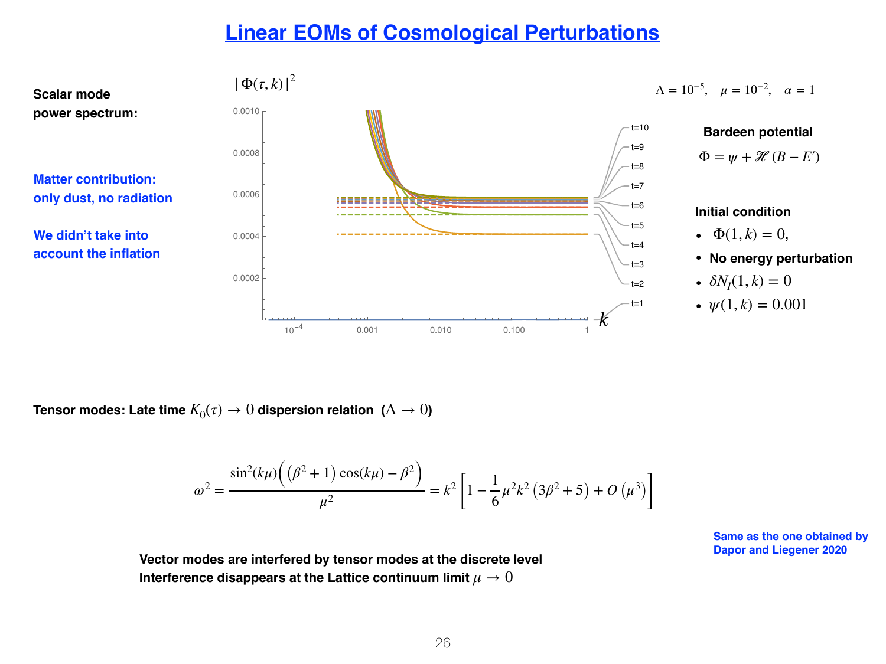# Linear EOMs of Cosmological Perturbations

**Scalar mode power spectrum:**

**Matter contribution: only dust, no radiation**

**We didn't take into account the inflation**

$|\Phi(\tau, k)|^2$

$\Lambda = 10^{-5}, \quad \mu = 10^{-2}, \quad \alpha = 1$

**Bardeen potential**

$$\Phi = \psi + \mathscr{H}(B - E')$$

**Initial condition**

- $\Phi(1, k) = 0,$
- **No energy perturbation**
- $\delta N_I(1, k) = 0$
- $\psi(1, k) = 0.001$

**Tensor modes: Late time $K_0(\tau) \to 0$ dispersion relation ($\Lambda \to 0$)**

$$\omega^2 = \frac{\sin^2(k\mu)\Big(\left(\beta^2+1\right)\cos(k\mu) - \beta^2\Big)}{\mu^2} = k^2\left[1 - \frac{1}{6}\mu^2 k^2\left(3\beta^2+5\right) + O\left(\mu^3\right)\right]$$

**Same as the one obtained by Dapor and Liegener 2020**

**Vector modes are interfered by tensor modes at the discrete level**
**Interference disappears at the Lattice continuum limit $\mu \to 0$**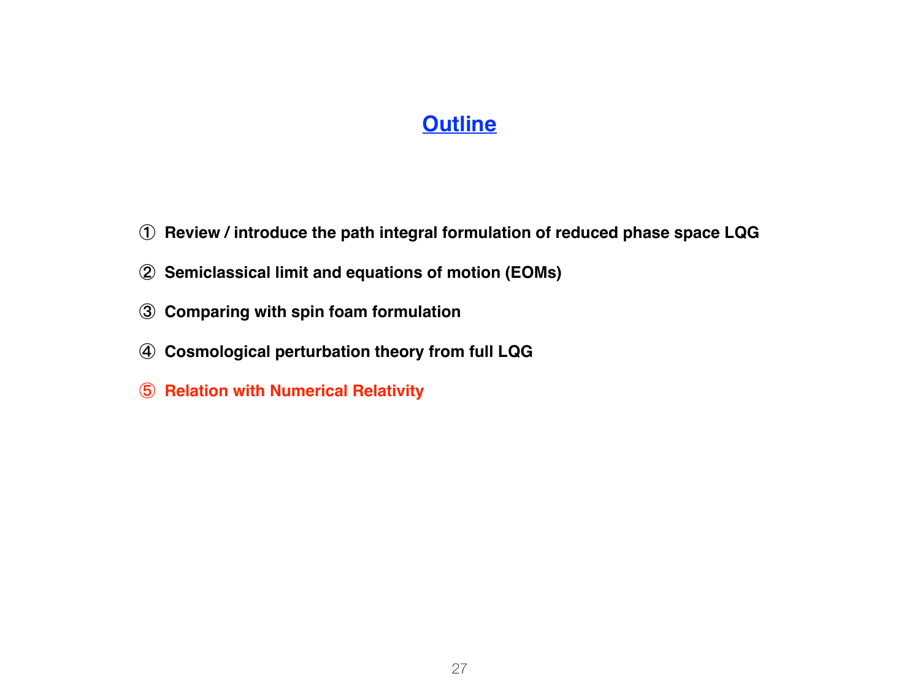# Outline

① Review / introduce the path integral formulation of reduced phase space LQG

② Semiclassical limit and equations of motion (EOMs)

③ Comparing with spin foam formulation

④ Cosmological perturbation theory from full LQG

⑤ **Relation with Numerical Relativity**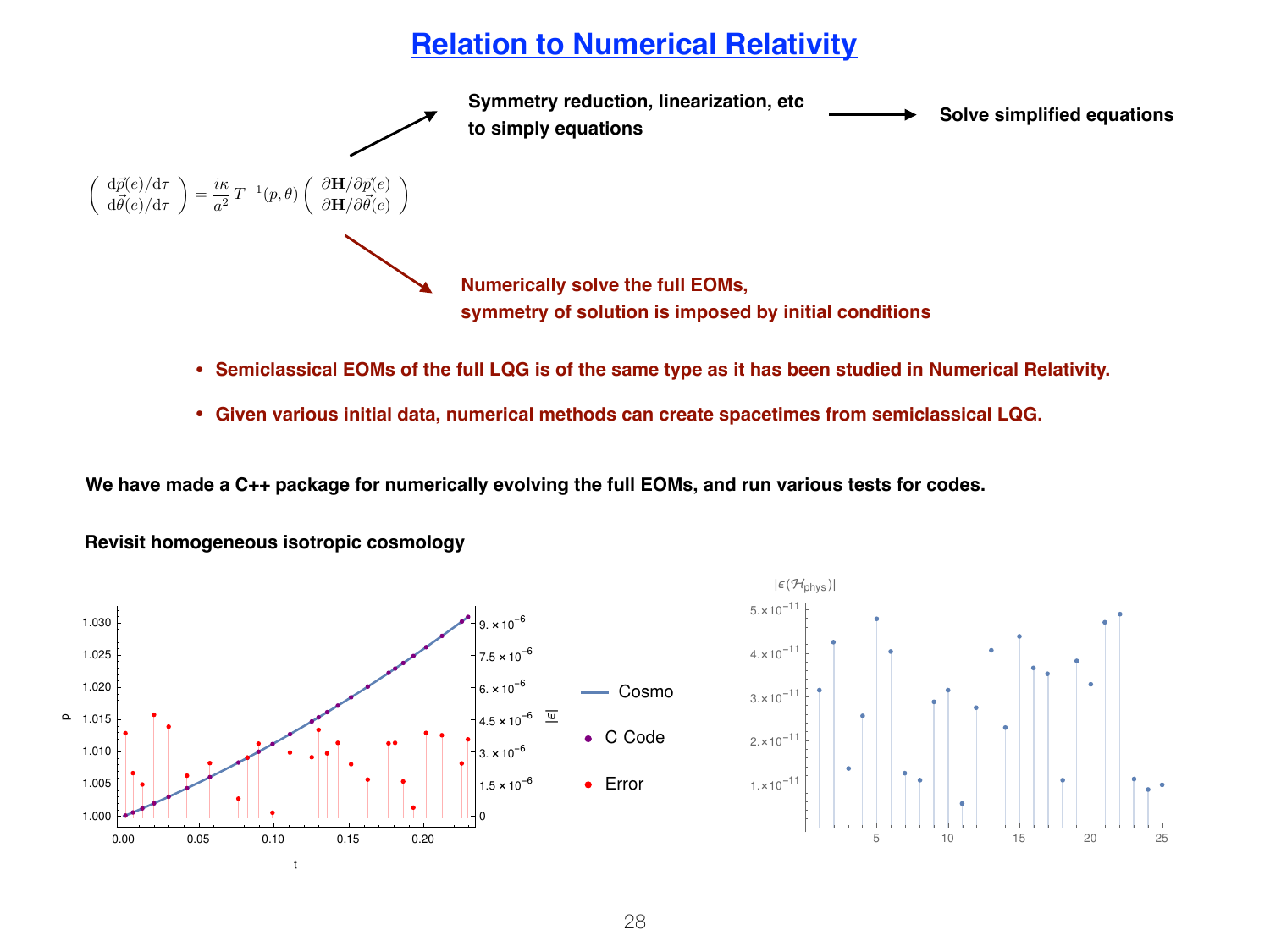# Relation to Numerical Relativity

$$\begin{pmatrix} \mathrm{d}\vec{p}(e)/\mathrm{d}\tau \\ \mathrm{d}\vec{\theta}(e)/\mathrm{d}\tau \end{pmatrix} = \frac{i\kappa}{a^2}\, T^{-1}(p,\theta) \begin{pmatrix} \partial \mathbf{H}/\partial \vec{p}(e) \\ \partial \mathbf{H}/\partial \vec{\theta}(e) \end{pmatrix}$$

**Symmetry reduction, linearization, etc to simply equations** → **Solve simplified equations**

**Numerically solve the full EOMs, symmetry of solution is imposed by initial conditions**

- **Semiclassical EOMs of the full LQG is of the same type as it has been studied in Numerical Relativity.**
- **Given various initial data, numerical methods can create spacetimes from semiclassical LQG.**

**We have made a C++ package for numerically evolving the full EOMs, and run various tests for codes.**

**Revisit homogeneous isotropic cosmology**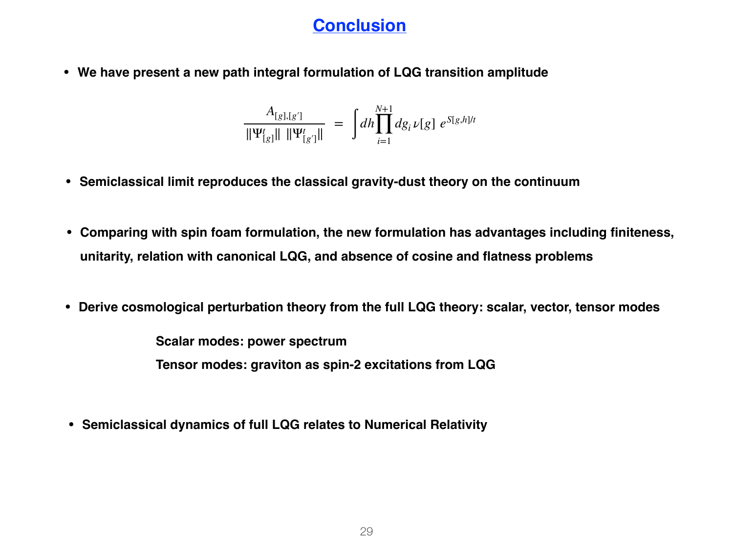# Conclusion

- **We have present a new path integral formulation of LQG transition amplitude**

$$\frac{A_{[g],[g']}}{\|\Psi^t_{[g]}\| \; \|\Psi^t_{[g']}\|} = \int dh \prod_{i=1}^{N+1} dg_i \, \nu[g] \; e^{S[g,h]/t}$$

- **Semiclassical limit reproduces the classical gravity-dust theory on the continuum**

- **Comparing with spin foam formulation, the new formulation has advantages including finiteness, unitarity, relation with canonical LQG, and absence of cosine and flatness problems**

- **Derive cosmological perturbation theory from the full LQG theory: scalar, vector, tensor modes**

  **Scalar modes: power spectrum**

  **Tensor modes: graviton as spin-2 excitations from LQG**

- **Semiclassical dynamics of full LQG relates to Numerical Relativity**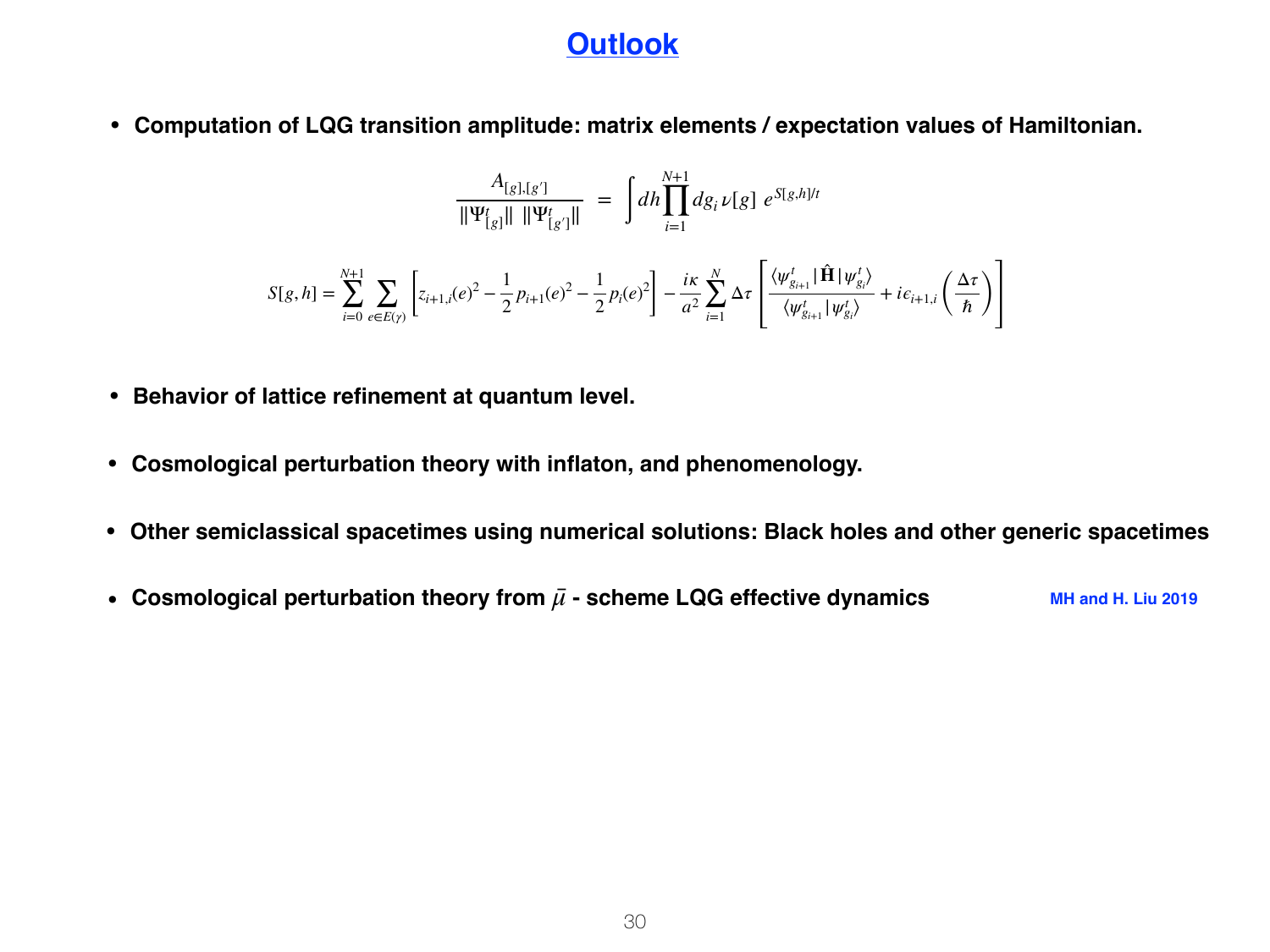# Outlook

- **Computation of LQG transition amplitude: matrix elements / expectation values of Hamiltonian.**

$$\frac{A_{[g],[g']}}{\|\Psi^t_{[g]}\| \; \|\Psi^t_{[g']}\|} = \int dh \prod_{i=1}^{N+1} dg_i \, \nu[g] \; e^{S[g,h]/t}$$

$$S[g,h] = \sum_{i=0}^{N+1} \sum_{e \in E(\gamma)} \left[ z_{i+1,i}(e)^2 - \frac{1}{2} p_{i+1}(e)^2 - \frac{1}{2} p_i(e)^2 \right] - \frac{i\kappa}{a^2} \sum_{i=1}^{N} \Delta\tau \left[ \frac{\langle \psi^t_{g_{i+1}} | \hat{\mathbf{H}} | \psi^t_{g_i} \rangle}{\langle \psi^t_{g_{i+1}} | \psi^t_{g_i} \rangle} + i\epsilon_{i+1,i} \left( \frac{\Delta\tau}{\hbar} \right) \right]$$

- **Behavior of lattice refinement at quantum level.**

- **Cosmological perturbation theory with inflaton, and phenomenology.**

- **Other semiclassical spacetimes using numerical solutions: Black holes and other generic spacetimes**

- **Cosmological perturbation theory from $\bar{\mu}$ - scheme LQG effective dynamics** MH and H. Liu 2019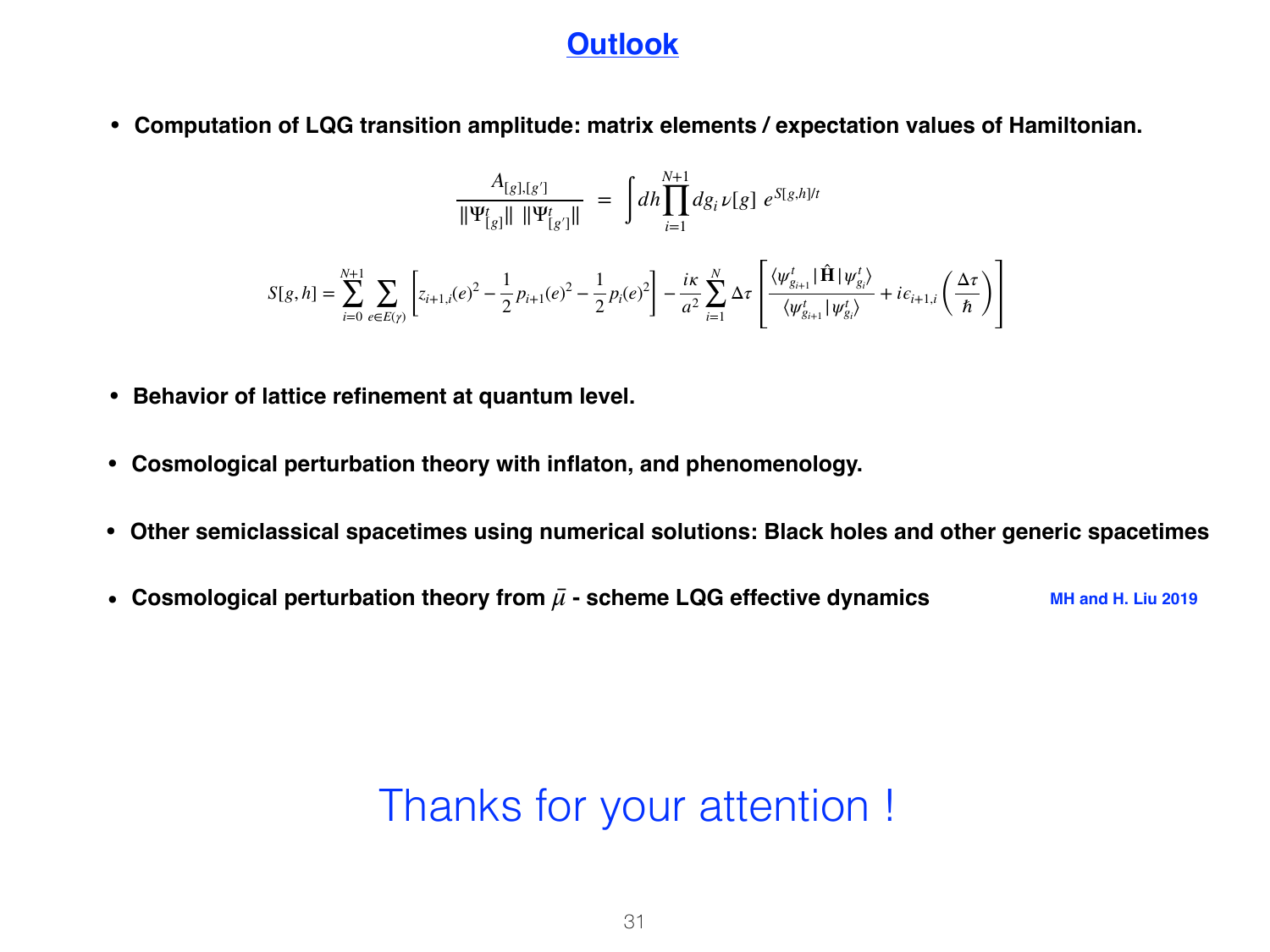## Outlook

- **Computation of LQG transition amplitude: matrix elements / expectation values of Hamiltonian.**

$$\frac{A_{[g],[g']}}{\|\Psi^t_{[g]}\| \; \|\Psi^t_{[g']}\|} \;=\; \int dh \prod_{i=1}^{N+1} dg_i \, \nu[g] \; e^{S[g,h]/t}$$

$$S[g,h] = \sum_{i=0}^{N+1} \sum_{e \in E(\gamma)} \left[ z_{i+1,i}(e)^2 - \frac{1}{2} p_{i+1}(e)^2 - \frac{1}{2} p_i(e)^2 \right] - \frac{i\kappa}{a^2} \sum_{i=1}^{N} \Delta\tau \left[ \frac{\langle \psi^t_{g_{i+1}} | \hat{\mathbf{H}} | \psi^t_{g_i} \rangle}{\langle \psi^t_{g_{i+1}} | \psi^t_{g_i} \rangle} + i\epsilon_{i+1,i} \left( \frac{\Delta\tau}{\hbar} \right) \right]$$

- **Behavior of lattice refinement at quantum level.**

- **Cosmological perturbation theory with inflaton, and phenomenology.**

- **Other semiclassical spacetimes using numerical solutions: Black holes and other generic spacetimes**

- **Cosmological perturbation theory from $\bar{\mu}$ - scheme LQG effective dynamics** MH and H. Liu 2019

Thanks for your attention !